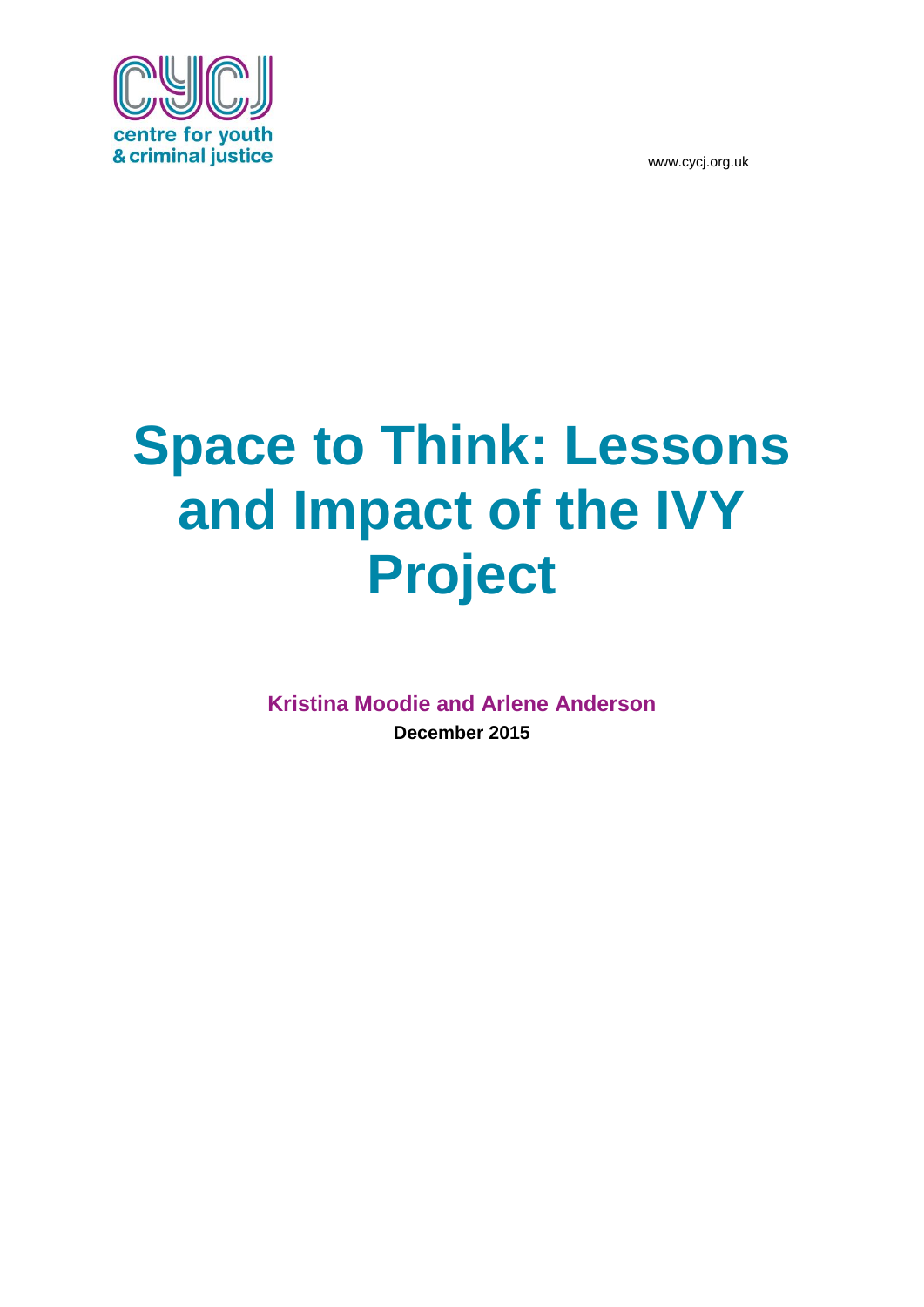centre for youth & criminal justice

www.cycj.org.uk

# Space to Think: Lessons and Impact of the IVY Project

**Kristina Moodie and Arlene Anderson**

**December 2015**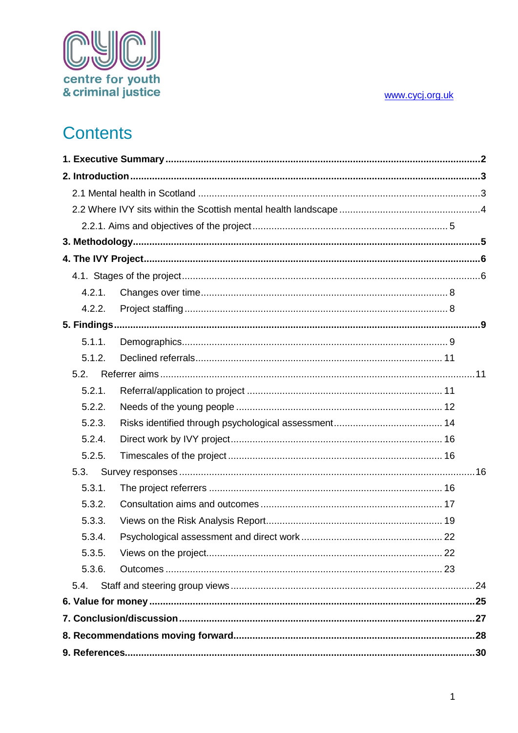centre for youth & criminal justice

www.cycj.org.uk

# Contents

**1. Executive Summary** .......... **2**

**2. Introduction** .......... **3**

- 2.1 Mental health in Scotland .......... 3
- 2.2 Where IVY sits within the Scottish mental health landscape .......... 4
  - 2.2.1. Aims and objectives of the project .......... 5

**3. Methodology** .......... **5**

**4. The IVY Project** .......... **6**

- 4.1. Stages of the project .......... 6
  - 4.2.1. Changes over time .......... 8
  - 4.2.2. Project staffing .......... 8

**5. Findings** .......... **9**

- 5.1.1. Demographics .......... 9
- 5.1.2. Declined referrals .......... 11
- 5.2. Referrer aims .......... 11
  - 5.2.1. Referral/application to project .......... 11
  - 5.2.2. Needs of the young people .......... 12
  - 5.2.3. Risks identified through psychological assessment .......... 14
  - 5.2.4. Direct work by IVY project .......... 16
  - 5.2.5. Timescales of the project .......... 16
- 5.3. Survey responses .......... 16
  - 5.3.1. The project referrers .......... 16
  - 5.3.2. Consultation aims and outcomes .......... 17
  - 5.3.3. Views on the Risk Analysis Report .......... 19
  - 5.3.4. Psychological assessment and direct work .......... 22
  - 5.3.5. Views on the project .......... 22
  - 5.3.6. Outcomes .......... 23
- 5.4. Staff and steering group views .......... 24

**6. Value for money** .......... **25**

**7. Conclusion/discussion** .......... **27**

**8. Recommendations moving forward** .......... **28**

**9. References** .......... **30**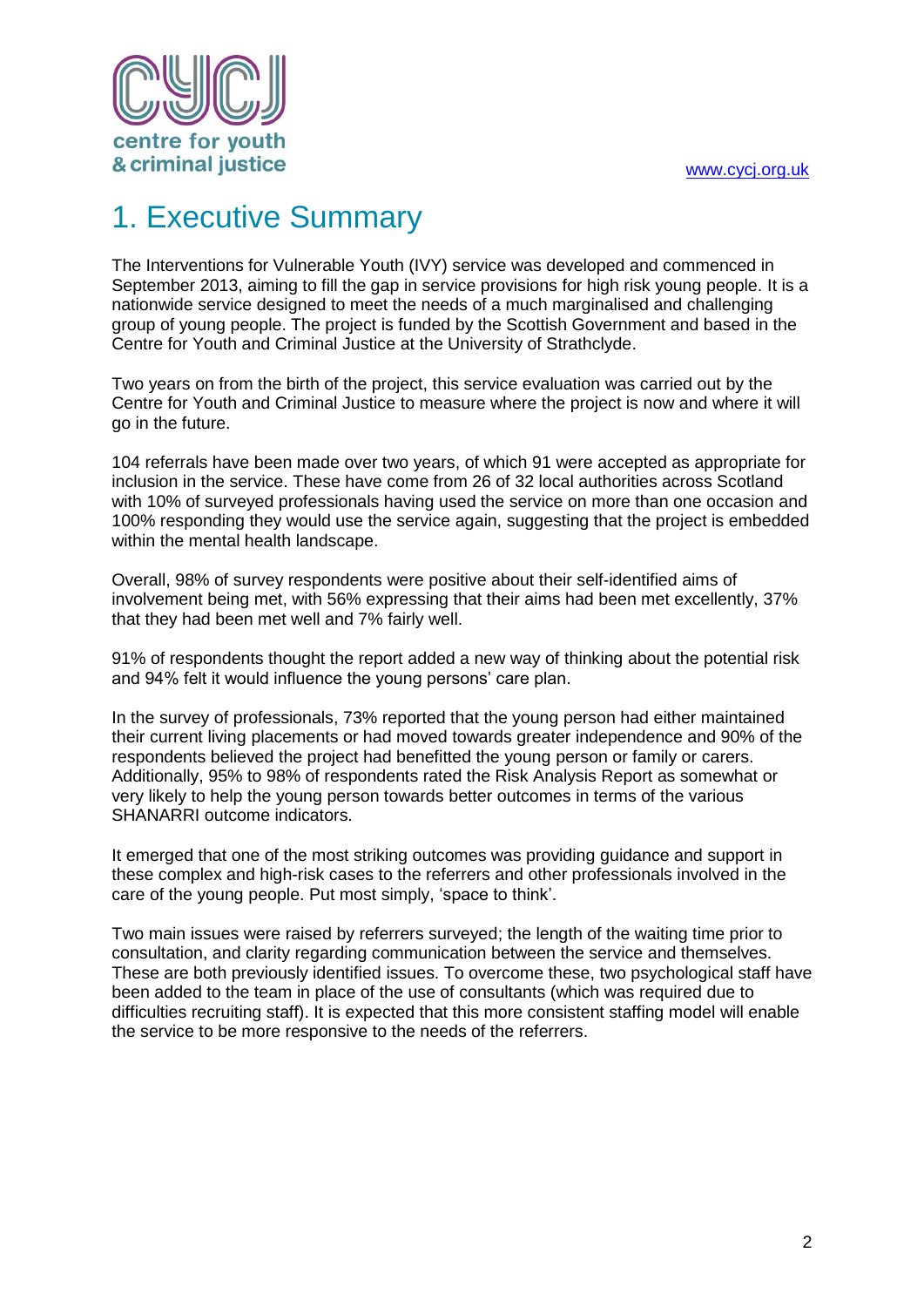# 1. Executive Summary

The Interventions for Vulnerable Youth (IVY) service was developed and commenced in September 2013, aiming to fill the gap in service provisions for high risk young people. It is a nationwide service designed to meet the needs of a much marginalised and challenging group of young people. The project is funded by the Scottish Government and based in the Centre for Youth and Criminal Justice at the University of Strathclyde.

Two years on from the birth of the project, this service evaluation was carried out by the Centre for Youth and Criminal Justice to measure where the project is now and where it will go in the future.

104 referrals have been made over two years, of which 91 were accepted as appropriate for inclusion in the service. These have come from 26 of 32 local authorities across Scotland with 10% of surveyed professionals having used the service on more than one occasion and 100% responding they would use the service again, suggesting that the project is embedded within the mental health landscape.

Overall, 98% of survey respondents were positive about their self-identified aims of involvement being met, with 56% expressing that their aims had been met excellently, 37% that they had been met well and 7% fairly well.

91% of respondents thought the report added a new way of thinking about the potential risk and 94% felt it would influence the young persons' care plan.

In the survey of professionals, 73% reported that the young person had either maintained their current living placements or had moved towards greater independence and 90% of the respondents believed the project had benefitted the young person or family or carers. Additionally, 95% to 98% of respondents rated the Risk Analysis Report as somewhat or very likely to help the young person towards better outcomes in terms of the various SHANARRI outcome indicators.

It emerged that one of the most striking outcomes was providing guidance and support in these complex and high-risk cases to the referrers and other professionals involved in the care of the young people. Put most simply, 'space to think'.

Two main issues were raised by referrers surveyed; the length of the waiting time prior to consultation, and clarity regarding communication between the service and themselves. These are both previously identified issues. To overcome these, two psychological staff have been added to the team in place of the use of consultants (which was required due to difficulties recruiting staff). It is expected that this more consistent staffing model will enable the service to be more responsive to the needs of the referrers.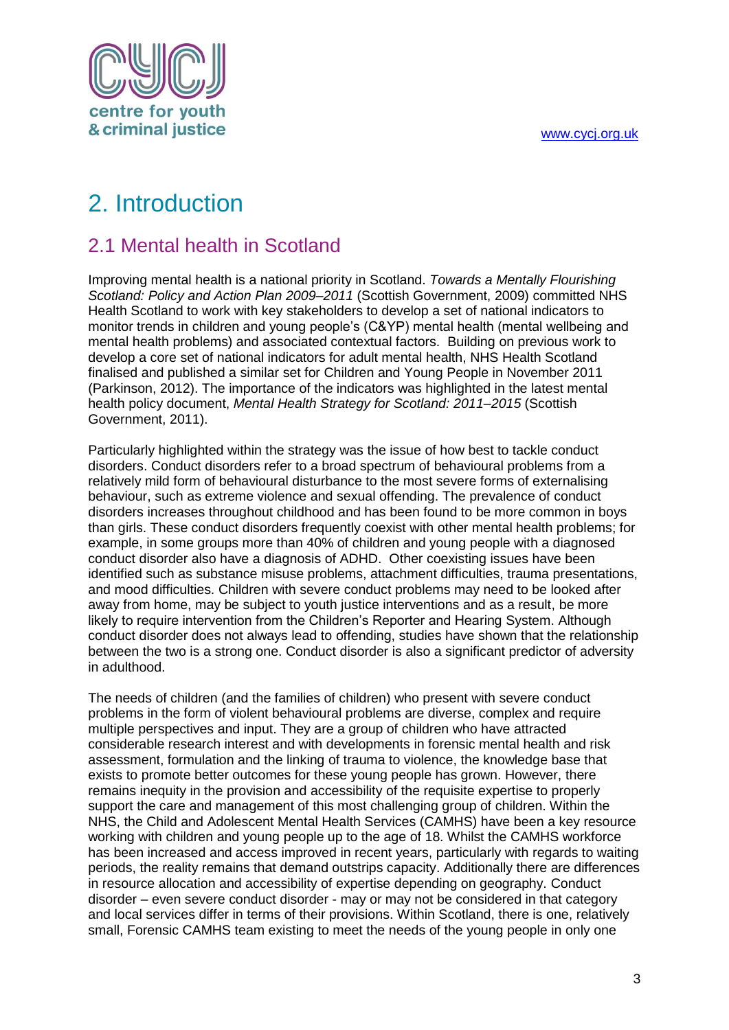# 2. Introduction

## 2.1 Mental health in Scotland

Improving mental health is a national priority in Scotland. *Towards a Mentally Flourishing Scotland: Policy and Action Plan 2009–2011* (Scottish Government, 2009) committed NHS Health Scotland to work with key stakeholders to develop a set of national indicators to monitor trends in children and young people's (C&YP) mental health (mental wellbeing and mental health problems) and associated contextual factors. Building on previous work to develop a core set of national indicators for adult mental health, NHS Health Scotland finalised and published a similar set for Children and Young People in November 2011 (Parkinson, 2012). The importance of the indicators was highlighted in the latest mental health policy document, *Mental Health Strategy for Scotland: 2011–2015* (Scottish Government, 2011).

Particularly highlighted within the strategy was the issue of how best to tackle conduct disorders. Conduct disorders refer to a broad spectrum of behavioural problems from a relatively mild form of behavioural disturbance to the most severe forms of externalising behaviour, such as extreme violence and sexual offending. The prevalence of conduct disorders increases throughout childhood and has been found to be more common in boys than girls. These conduct disorders frequently coexist with other mental health problems; for example, in some groups more than 40% of children and young people with a diagnosed conduct disorder also have a diagnosis of ADHD. Other coexisting issues have been identified such as substance misuse problems, attachment difficulties, trauma presentations, and mood difficulties. Children with severe conduct problems may need to be looked after away from home, may be subject to youth justice interventions and as a result, be more likely to require intervention from the Children's Reporter and Hearing System. Although conduct disorder does not always lead to offending, studies have shown that the relationship between the two is a strong one. Conduct disorder is also a significant predictor of adversity in adulthood.

The needs of children (and the families of children) who present with severe conduct problems in the form of violent behavioural problems are diverse, complex and require multiple perspectives and input. They are a group of children who have attracted considerable research interest and with developments in forensic mental health and risk assessment, formulation and the linking of trauma to violence, the knowledge base that exists to promote better outcomes for these young people has grown. However, there remains inequity in the provision and accessibility of the requisite expertise to properly support the care and management of this most challenging group of children. Within the NHS, the Child and Adolescent Mental Health Services (CAMHS) have been a key resource working with children and young people up to the age of 18. Whilst the CAMHS workforce has been increased and access improved in recent years, particularly with regards to waiting periods, the reality remains that demand outstrips capacity. Additionally there are differences in resource allocation and accessibility of expertise depending on geography. Conduct disorder – even severe conduct disorder - may or may not be considered in that category and local services differ in terms of their provisions. Within Scotland, there is one, relatively small, Forensic CAMHS team existing to meet the needs of the young people in only one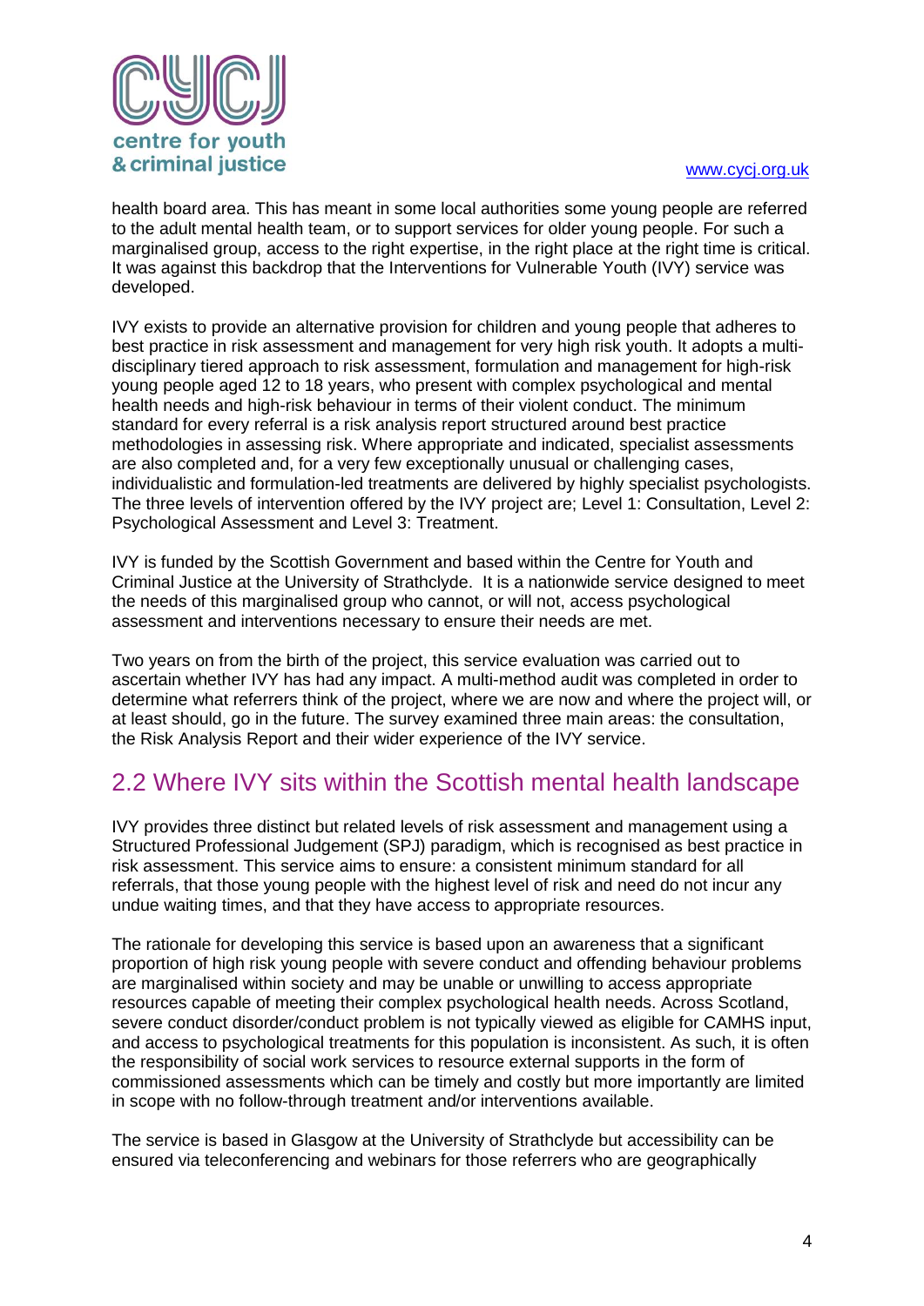health board area. This has meant in some local authorities some young people are referred to the adult mental health team, or to support services for older young people. For such a marginalised group, access to the right expertise, in the right place at the right time is critical. It was against this backdrop that the Interventions for Vulnerable Youth (IVY) service was developed.

IVY exists to provide an alternative provision for children and young people that adheres to best practice in risk assessment and management for very high risk youth. It adopts a multi-disciplinary tiered approach to risk assessment, formulation and management for high-risk young people aged 12 to 18 years, who present with complex psychological and mental health needs and high-risk behaviour in terms of their violent conduct. The minimum standard for every referral is a risk analysis report structured around best practice methodologies in assessing risk. Where appropriate and indicated, specialist assessments are also completed and, for a very few exceptionally unusual or challenging cases, individualistic and formulation-led treatments are delivered by highly specialist psychologists. The three levels of intervention offered by the IVY project are; Level 1: Consultation, Level 2: Psychological Assessment and Level 3: Treatment.

IVY is funded by the Scottish Government and based within the Centre for Youth and Criminal Justice at the University of Strathclyde. It is a nationwide service designed to meet the needs of this marginalised group who cannot, or will not, access psychological assessment and interventions necessary to ensure their needs are met.

Two years on from the birth of the project, this service evaluation was carried out to ascertain whether IVY has had any impact. A multi-method audit was completed in order to determine what referrers think of the project, where we are now and where the project will, or at least should, go in the future. The survey examined three main areas: the consultation, the Risk Analysis Report and their wider experience of the IVY service.

## 2.2 Where IVY sits within the Scottish mental health landscape

IVY provides three distinct but related levels of risk assessment and management using a Structured Professional Judgement (SPJ) paradigm, which is recognised as best practice in risk assessment. This service aims to ensure: a consistent minimum standard for all referrals, that those young people with the highest level of risk and need do not incur any undue waiting times, and that they have access to appropriate resources.

The rationale for developing this service is based upon an awareness that a significant proportion of high risk young people with severe conduct and offending behaviour problems are marginalised within society and may be unable or unwilling to access appropriate resources capable of meeting their complex psychological health needs. Across Scotland, severe conduct disorder/conduct problem is not typically viewed as eligible for CAMHS input, and access to psychological treatments for this population is inconsistent. As such, it is often the responsibility of social work services to resource external supports in the form of commissioned assessments which can be timely and costly but more importantly are limited in scope with no follow-through treatment and/or interventions available.

The service is based in Glasgow at the University of Strathclyde but accessibility can be ensured via teleconferencing and webinars for those referrers who are geographically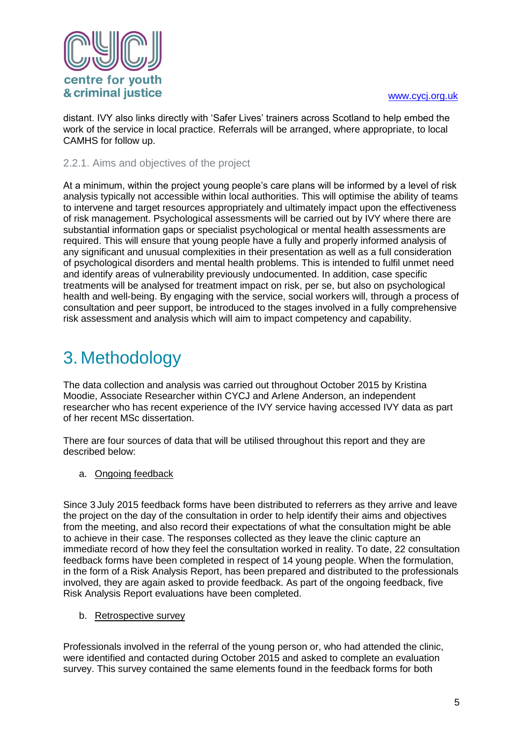distant. IVY also links directly with 'Safer Lives' trainers across Scotland to help embed the work of the service in local practice. Referrals will be arranged, where appropriate, to local CAMHS for follow up.

### 2.2.1. Aims and objectives of the project

At a minimum, within the project young people's care plans will be informed by a level of risk analysis typically not accessible within local authorities. This will optimise the ability of teams to intervene and target resources appropriately and ultimately impact upon the effectiveness of risk management. Psychological assessments will be carried out by IVY where there are substantial information gaps or specialist psychological or mental health assessments are required. This will ensure that young people have a fully and properly informed analysis of any significant and unusual complexities in their presentation as well as a full consideration of psychological disorders and mental health problems. This is intended to fulfil unmet need and identify areas of vulnerability previously undocumented. In addition, case specific treatments will be analysed for treatment impact on risk, per se, but also on psychological health and well-being. By engaging with the service, social workers will, through a process of consultation and peer support, be introduced to the stages involved in a fully comprehensive risk assessment and analysis which will aim to impact competency and capability.

# 3. Methodology

The data collection and analysis was carried out throughout October 2015 by Kristina Moodie, Associate Researcher within CYCJ and Arlene Anderson, an independent researcher who has recent experience of the IVY service having accessed IVY data as part of her recent MSc dissertation.

There are four sources of data that will be utilised throughout this report and they are described below:

a. Ongoing feedback

Since 3 July 2015 feedback forms have been distributed to referrers as they arrive and leave the project on the day of the consultation in order to help identify their aims and objectives from the meeting, and also record their expectations of what the consultation might be able to achieve in their case. The responses collected as they leave the clinic capture an immediate record of how they feel the consultation worked in reality. To date, 22 consultation feedback forms have been completed in respect of 14 young people. When the formulation, in the form of a Risk Analysis Report, has been prepared and distributed to the professionals involved, they are again asked to provide feedback. As part of the ongoing feedback, five Risk Analysis Report evaluations have been completed.

b. Retrospective survey

Professionals involved in the referral of the young person or, who had attended the clinic, were identified and contacted during October 2015 and asked to complete an evaluation survey. This survey contained the same elements found in the feedback forms for both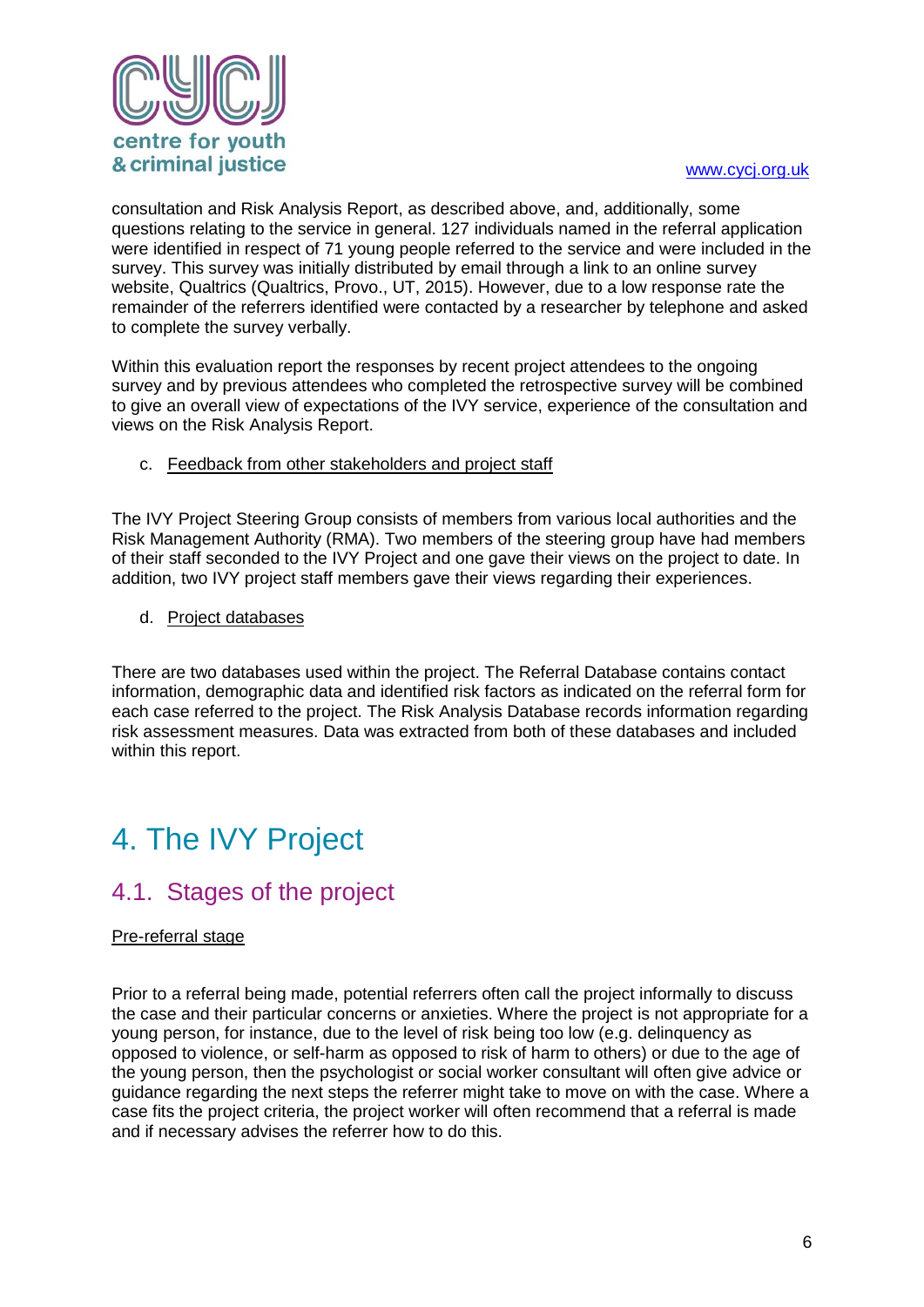consultation and Risk Analysis Report, as described above, and, additionally, some questions relating to the service in general. 127 individuals named in the referral application were identified in respect of 71 young people referred to the service and were included in the survey. This survey was initially distributed by email through a link to an online survey website, Qualtrics (Qualtrics, Provo., UT, 2015). However, due to a low response rate the remainder of the referrers identified were contacted by a researcher by telephone and asked to complete the survey verbally.

Within this evaluation report the responses by recent project attendees to the ongoing survey and by previous attendees who completed the retrospective survey will be combined to give an overall view of expectations of the IVY service, experience of the consultation and views on the Risk Analysis Report.

c. Feedback from other stakeholders and project staff

The IVY Project Steering Group consists of members from various local authorities and the Risk Management Authority (RMA). Two members of the steering group have had members of their staff seconded to the IVY Project and one gave their views on the project to date. In addition, two IVY project staff members gave their views regarding their experiences.

d. Project databases

There are two databases used within the project. The Referral Database contains contact information, demographic data and identified risk factors as indicated on the referral form for each case referred to the project. The Risk Analysis Database records information regarding risk assessment measures. Data was extracted from both of these databases and included within this report.

# 4. The IVY Project

## 4.1. Stages of the project

Pre-referral stage

Prior to a referral being made, potential referrers often call the project informally to discuss the case and their particular concerns or anxieties. Where the project is not appropriate for a young person, for instance, due to the level of risk being too low (e.g. delinquency as opposed to violence, or self-harm as opposed to risk of harm to others) or due to the age of the young person, then the psychologist or social worker consultant will often give advice or guidance regarding the next steps the referrer might take to move on with the case. Where a case fits the project criteria, the project worker will often recommend that a referral is made and if necessary advises the referrer how to do this.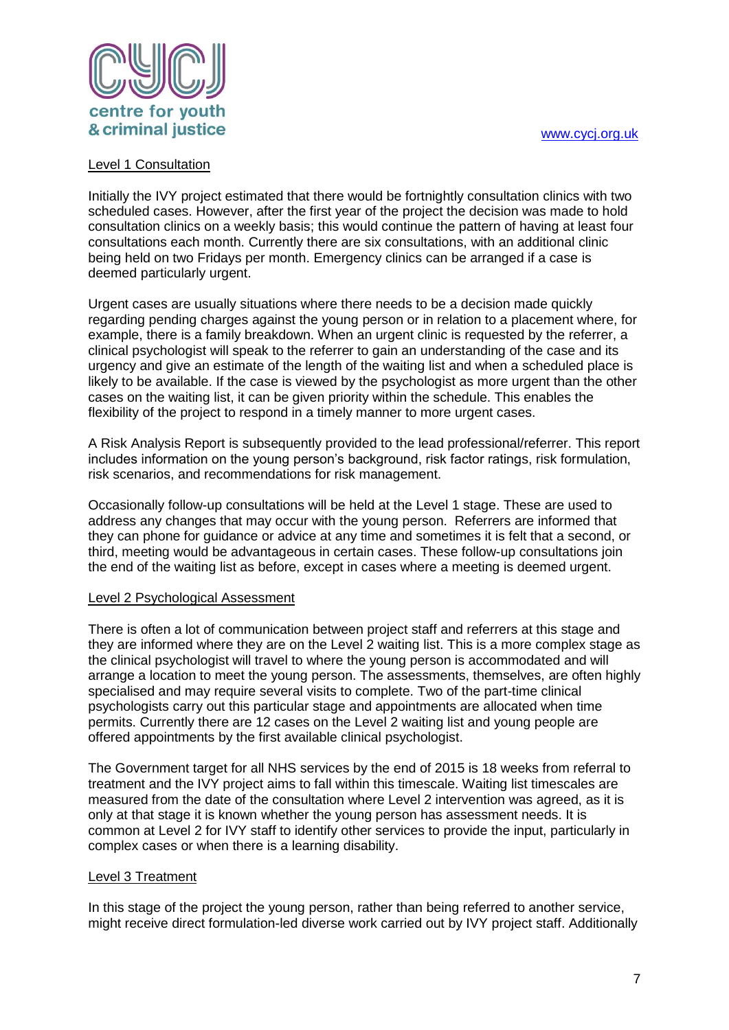Level 1 Consultation

Initially the IVY project estimated that there would be fortnightly consultation clinics with two scheduled cases. However, after the first year of the project the decision was made to hold consultation clinics on a weekly basis; this would continue the pattern of having at least four consultations each month. Currently there are six consultations, with an additional clinic being held on two Fridays per month. Emergency clinics can be arranged if a case is deemed particularly urgent.

Urgent cases are usually situations where there needs to be a decision made quickly regarding pending charges against the young person or in relation to a placement where, for example, there is a family breakdown. When an urgent clinic is requested by the referrer, a clinical psychologist will speak to the referrer to gain an understanding of the case and its urgency and give an estimate of the length of the waiting list and when a scheduled place is likely to be available. If the case is viewed by the psychologist as more urgent than the other cases on the waiting list, it can be given priority within the schedule. This enables the flexibility of the project to respond in a timely manner to more urgent cases.

A Risk Analysis Report is subsequently provided to the lead professional/referrer. This report includes information on the young person's background, risk factor ratings, risk formulation, risk scenarios, and recommendations for risk management.

Occasionally follow-up consultations will be held at the Level 1 stage. These are used to address any changes that may occur with the young person. Referrers are informed that they can phone for guidance or advice at any time and sometimes it is felt that a second, or third, meeting would be advantageous in certain cases. These follow-up consultations join the end of the waiting list as before, except in cases where a meeting is deemed urgent.

Level 2 Psychological Assessment

There is often a lot of communication between project staff and referrers at this stage and they are informed where they are on the Level 2 waiting list. This is a more complex stage as the clinical psychologist will travel to where the young person is accommodated and will arrange a location to meet the young person. The assessments, themselves, are often highly specialised and may require several visits to complete. Two of the part-time clinical psychologists carry out this particular stage and appointments are allocated when time permits. Currently there are 12 cases on the Level 2 waiting list and young people are offered appointments by the first available clinical psychologist.

The Government target for all NHS services by the end of 2015 is 18 weeks from referral to treatment and the IVY project aims to fall within this timescale. Waiting list timescales are measured from the date of the consultation where Level 2 intervention was agreed, as it is only at that stage it is known whether the young person has assessment needs. It is common at Level 2 for IVY staff to identify other services to provide the input, particularly in complex cases or when there is a learning disability.

Level 3 Treatment

In this stage of the project the young person, rather than being referred to another service, might receive direct formulation-led diverse work carried out by IVY project staff. Additionally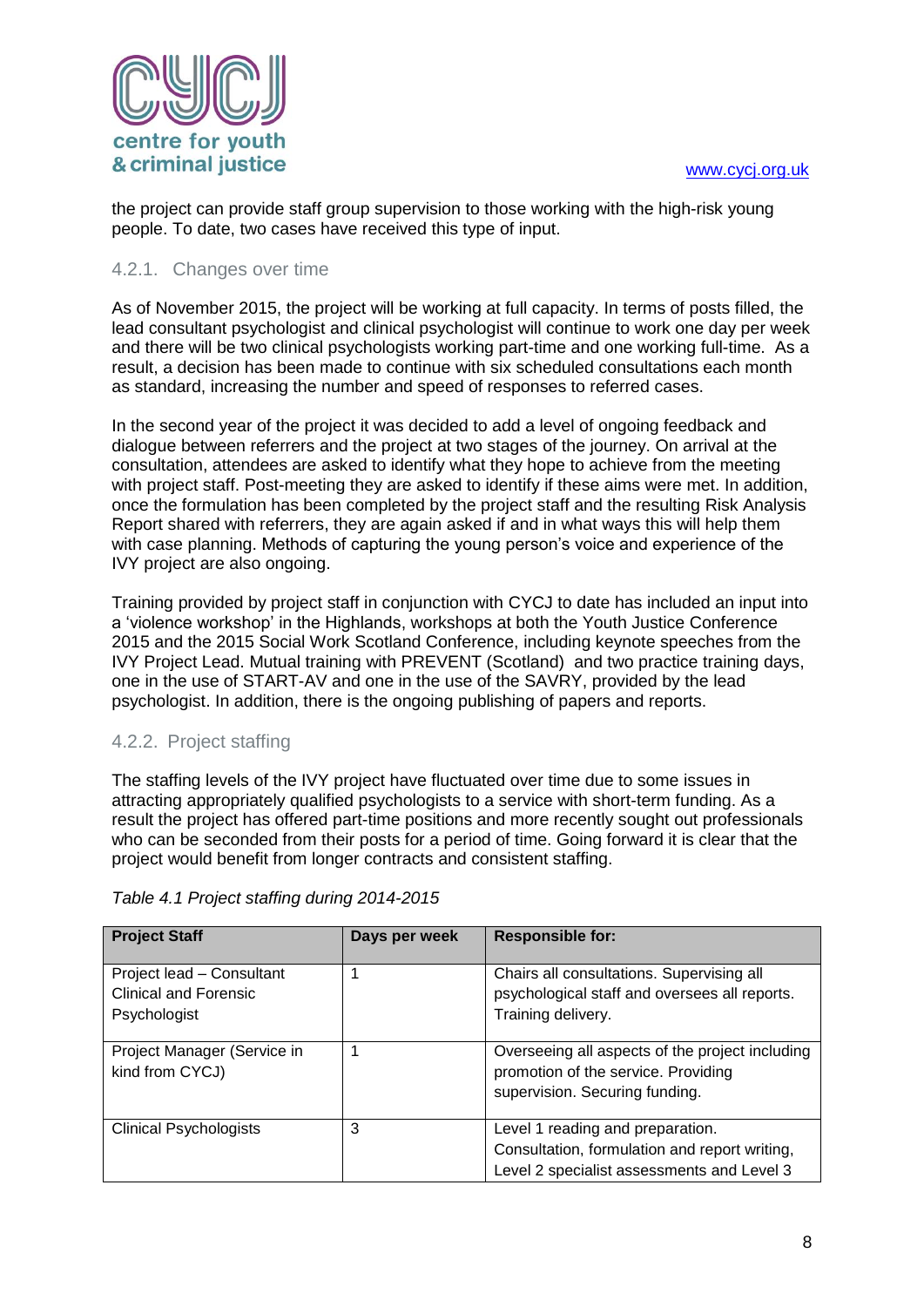the project can provide staff group supervision to those working with the high-risk young people. To date, two cases have received this type of input.

### 4.2.1. Changes over time

As of November 2015, the project will be working at full capacity. In terms of posts filled, the lead consultant psychologist and clinical psychologist will continue to work one day per week and there will be two clinical psychologists working part-time and one working full-time. As a result, a decision has been made to continue with six scheduled consultations each month as standard, increasing the number and speed of responses to referred cases.

In the second year of the project it was decided to add a level of ongoing feedback and dialogue between referrers and the project at two stages of the journey. On arrival at the consultation, attendees are asked to identify what they hope to achieve from the meeting with project staff. Post-meeting they are asked to identify if these aims were met. In addition, once the formulation has been completed by the project staff and the resulting Risk Analysis Report shared with referrers, they are again asked if and in what ways this will help them with case planning. Methods of capturing the young person's voice and experience of the IVY project are also ongoing.

Training provided by project staff in conjunction with CYCJ to date has included an input into a 'violence workshop' in the Highlands, workshops at both the Youth Justice Conference 2015 and the 2015 Social Work Scotland Conference, including keynote speeches from the IVY Project Lead. Mutual training with PREVENT (Scotland) and two practice training days, one in the use of START-AV and one in the use of the SAVRY, provided by the lead psychologist. In addition, there is the ongoing publishing of papers and reports.

### 4.2.2. Project staffing

The staffing levels of the IVY project have fluctuated over time due to some issues in attracting appropriately qualified psychologists to a service with short-term funding. As a result the project has offered part-time positions and more recently sought out professionals who can be seconded from their posts for a period of time. Going forward it is clear that the project would benefit from longer contracts and consistent staffing.

*Table 4.1 Project staffing during 2014-2015*

| Project Staff | Days per week | Responsible for: |
|---|---|---|
| Project lead – Consultant Clinical and Forensic Psychologist | 1 | Chairs all consultations. Supervising all psychological staff and oversees all reports. Training delivery. |
| Project Manager (Service in kind from CYCJ) | 1 | Overseeing all aspects of the project including promotion of the service. Providing supervision. Securing funding. |
| Clinical Psychologists | 3 | Level 1 reading and preparation. Consultation, formulation and report writing, Level 2 specialist assessments and Level 3 |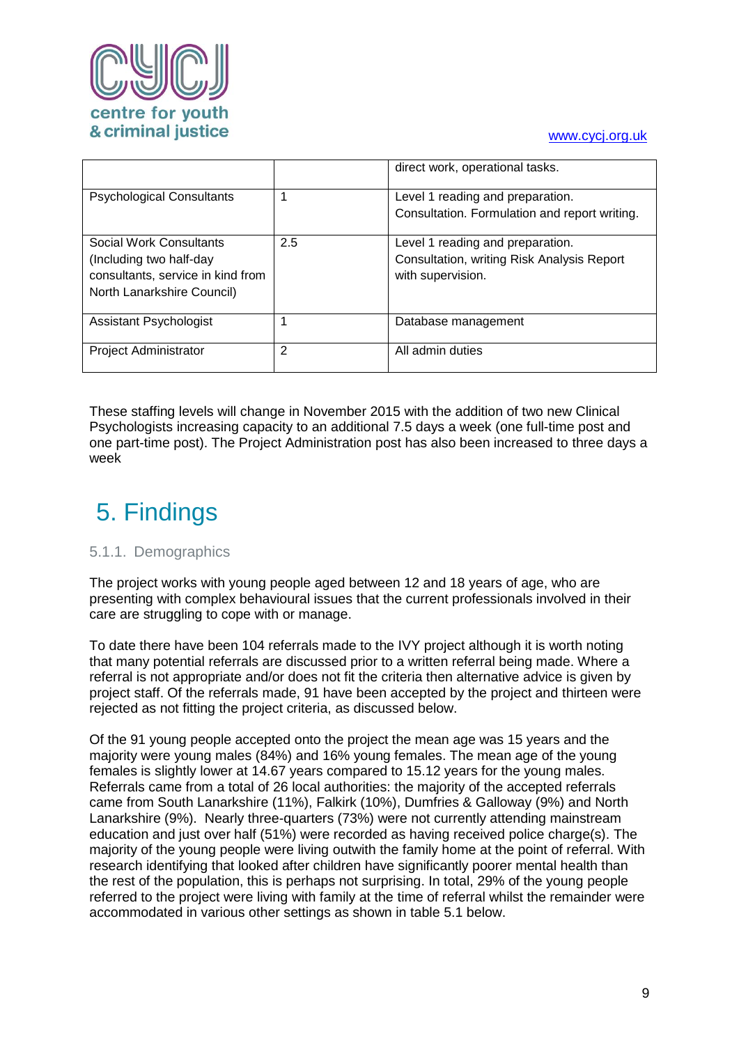| | | direct work, operational tasks. |
|---|---|---|
| Psychological Consultants | 1 | Level 1 reading and preparation. Consultation. Formulation and report writing. |
| Social Work Consultants (Including two half-day consultants, service in kind from North Lanarkshire Council) | 2.5 | Level 1 reading and preparation. Consultation, writing Risk Analysis Report with supervision. |
| Assistant Psychologist | 1 | Database management |
| Project Administrator | 2 | All admin duties |

These staffing levels will change in November 2015 with the addition of two new Clinical Psychologists increasing capacity to an additional 7.5 days a week (one full-time post and one part-time post). The Project Administration post has also been increased to three days a week

# 5. Findings

### 5.1.1. Demographics

The project works with young people aged between 12 and 18 years of age, who are presenting with complex behavioural issues that the current professionals involved in their care are struggling to cope with or manage.

To date there have been 104 referrals made to the IVY project although it is worth noting that many potential referrals are discussed prior to a written referral being made. Where a referral is not appropriate and/or does not fit the criteria then alternative advice is given by project staff. Of the referrals made, 91 have been accepted by the project and thirteen were rejected as not fitting the project criteria, as discussed below.

Of the 91 young people accepted onto the project the mean age was 15 years and the majority were young males (84%) and 16% young females. The mean age of the young females is slightly lower at 14.67 years compared to 15.12 years for the young males. Referrals came from a total of 26 local authorities: the majority of the accepted referrals came from South Lanarkshire (11%), Falkirk (10%), Dumfries & Galloway (9%) and North Lanarkshire (9%). Nearly three-quarters (73%) were not currently attending mainstream education and just over half (51%) were recorded as having received police charge(s). The majority of the young people were living outwith the family home at the point of referral. With research identifying that looked after children have significantly poorer mental health than the rest of the population, this is perhaps not surprising. In total, 29% of the young people referred to the project were living with family at the time of referral whilst the remainder were accommodated in various other settings as shown in table 5.1 below.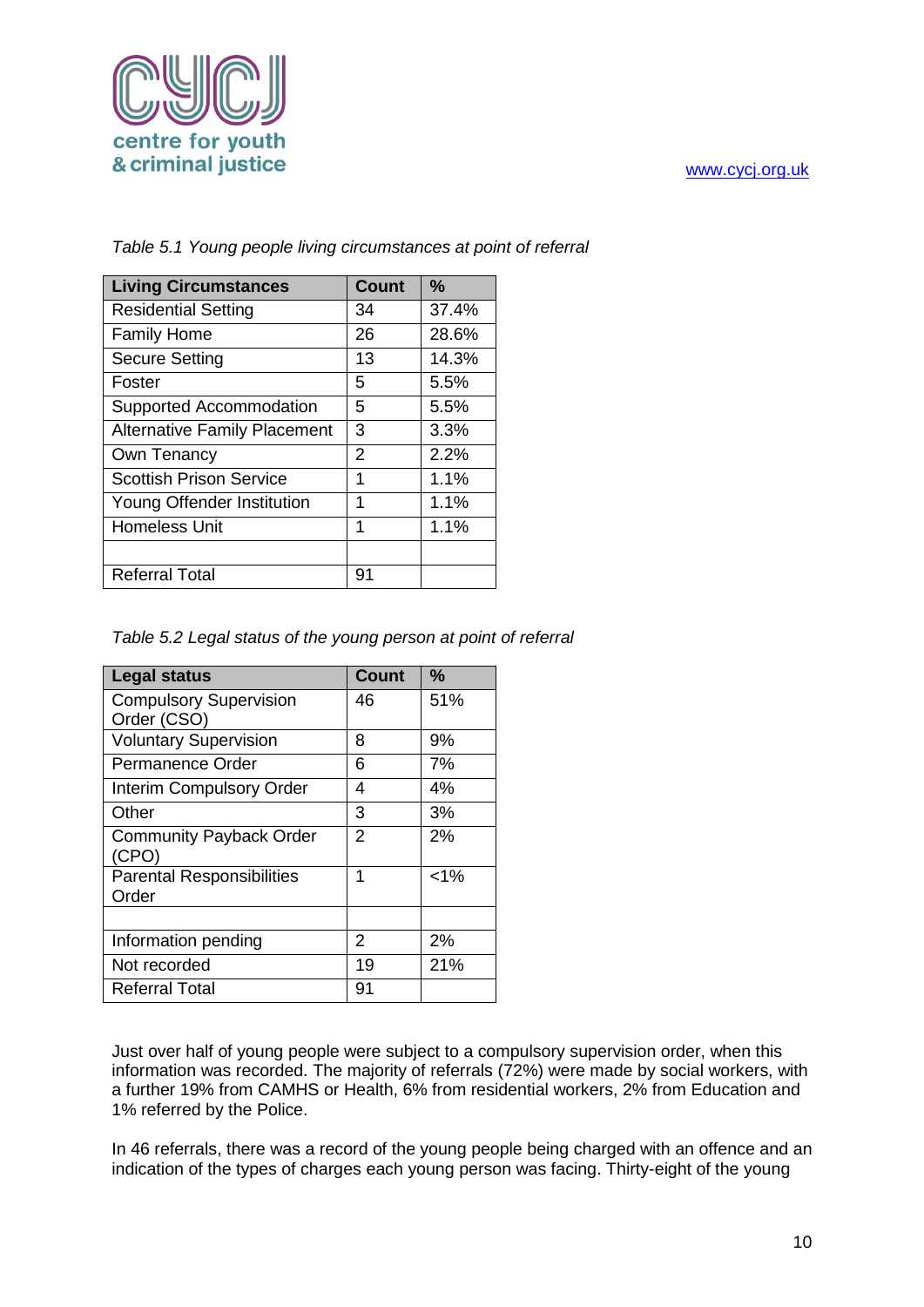*Table 5.1 Young people living circumstances at point of referral*

| Living Circumstances | Count | % |
|---|---|---|
| Residential Setting | 34 | 37.4% |
| Family Home | 26 | 28.6% |
| Secure Setting | 13 | 14.3% |
| Foster | 5 | 5.5% |
| Supported Accommodation | 5 | 5.5% |
| Alternative Family Placement | 3 | 3.3% |
| Own Tenancy | 2 | 2.2% |
| Scottish Prison Service | 1 | 1.1% |
| Young Offender Institution | 1 | 1.1% |
| Homeless Unit | 1 | 1.1% |
| | | |
| Referral Total | 91 | |

*Table 5.2 Legal status of the young person at point of referral*

| Legal status | Count | % |
|---|---|---|
| Compulsory Supervision Order (CSO) | 46 | 51% |
| Voluntary Supervision | 8 | 9% |
| Permanence Order | 6 | 7% |
| Interim Compulsory Order | 4 | 4% |
| Other | 3 | 3% |
| Community Payback Order (CPO) | 2 | 2% |
| Parental Responsibilities Order | 1 | <1% |
| | | |
| Information pending | 2 | 2% |
| Not recorded | 19 | 21% |
| Referral Total | 91 | |

Just over half of young people were subject to a compulsory supervision order, when this information was recorded. The majority of referrals (72%) were made by social workers, with a further 19% from CAMHS or Health, 6% from residential workers, 2% from Education and 1% referred by the Police.

In 46 referrals, there was a record of the young people being charged with an offence and an indication of the types of charges each young person was facing. Thirty-eight of the young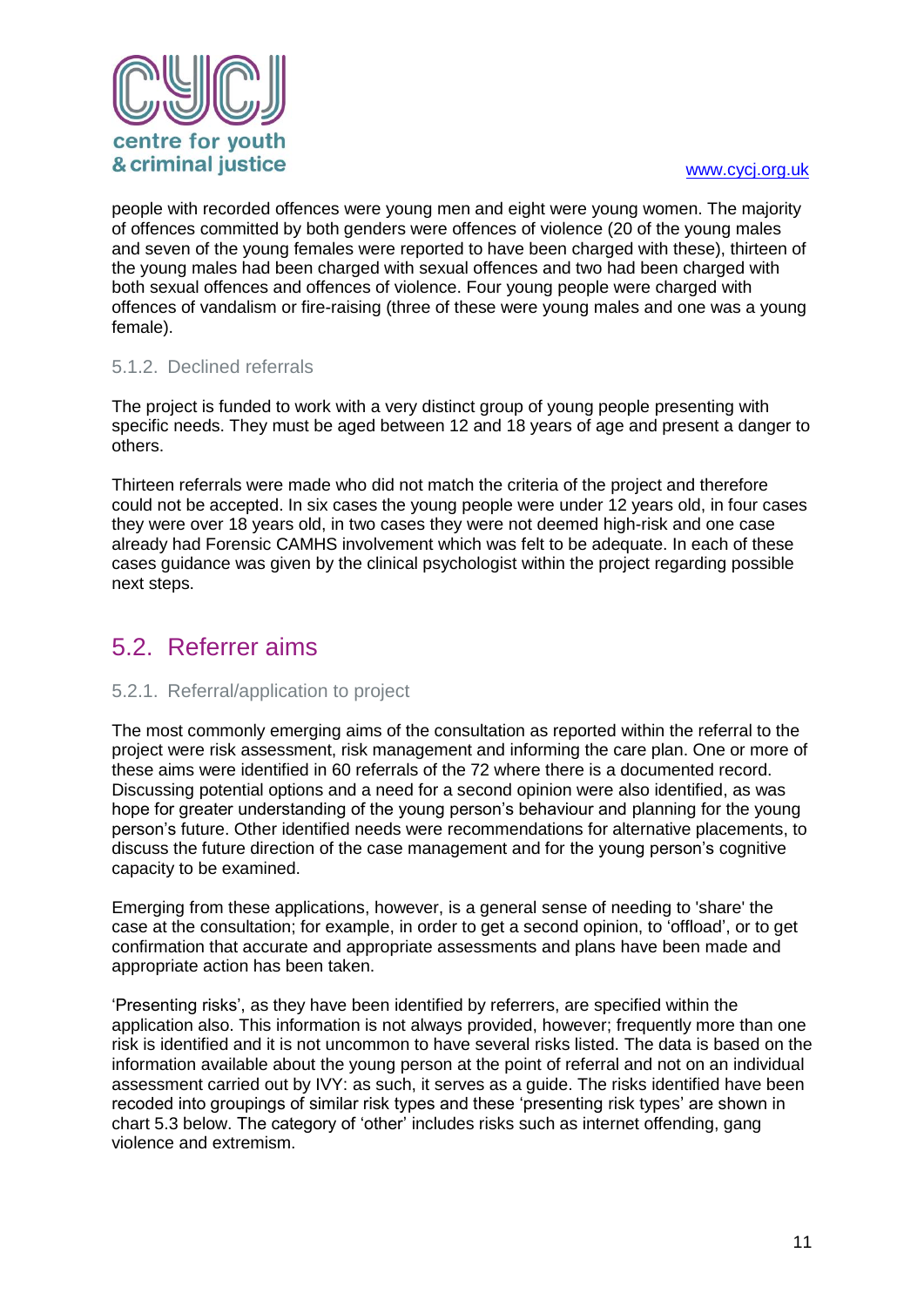people with recorded offences were young men and eight were young women. The majority of offences committed by both genders were offences of violence (20 of the young males and seven of the young females were reported to have been charged with these), thirteen of the young males had been charged with sexual offences and two had been charged with both sexual offences and offences of violence. Four young people were charged with offences of vandalism or fire-raising (three of these were young males and one was a young female).

### 5.1.2. Declined referrals

The project is funded to work with a very distinct group of young people presenting with specific needs. They must be aged between 12 and 18 years of age and present a danger to others.

Thirteen referrals were made who did not match the criteria of the project and therefore could not be accepted. In six cases the young people were under 12 years old, in four cases they were over 18 years old, in two cases they were not deemed high-risk and one case already had Forensic CAMHS involvement which was felt to be adequate. In each of these cases guidance was given by the clinical psychologist within the project regarding possible next steps.

## 5.2. Referrer aims

### 5.2.1. Referral/application to project

The most commonly emerging aims of the consultation as reported within the referral to the project were risk assessment, risk management and informing the care plan. One or more of these aims were identified in 60 referrals of the 72 where there is a documented record. Discussing potential options and a need for a second opinion were also identified, as was hope for greater understanding of the young person's behaviour and planning for the young person's future. Other identified needs were recommendations for alternative placements, to discuss the future direction of the case management and for the young person's cognitive capacity to be examined.

Emerging from these applications, however, is a general sense of needing to 'share' the case at the consultation; for example, in order to get a second opinion, to 'offload', or to get confirmation that accurate and appropriate assessments and plans have been made and appropriate action has been taken.

'Presenting risks', as they have been identified by referrers, are specified within the application also. This information is not always provided, however; frequently more than one risk is identified and it is not uncommon to have several risks listed. The data is based on the information available about the young person at the point of referral and not on an individual assessment carried out by IVY: as such, it serves as a guide. The risks identified have been recoded into groupings of similar risk types and these 'presenting risk types' are shown in chart 5.3 below. The category of 'other' includes risks such as internet offending, gang violence and extremism.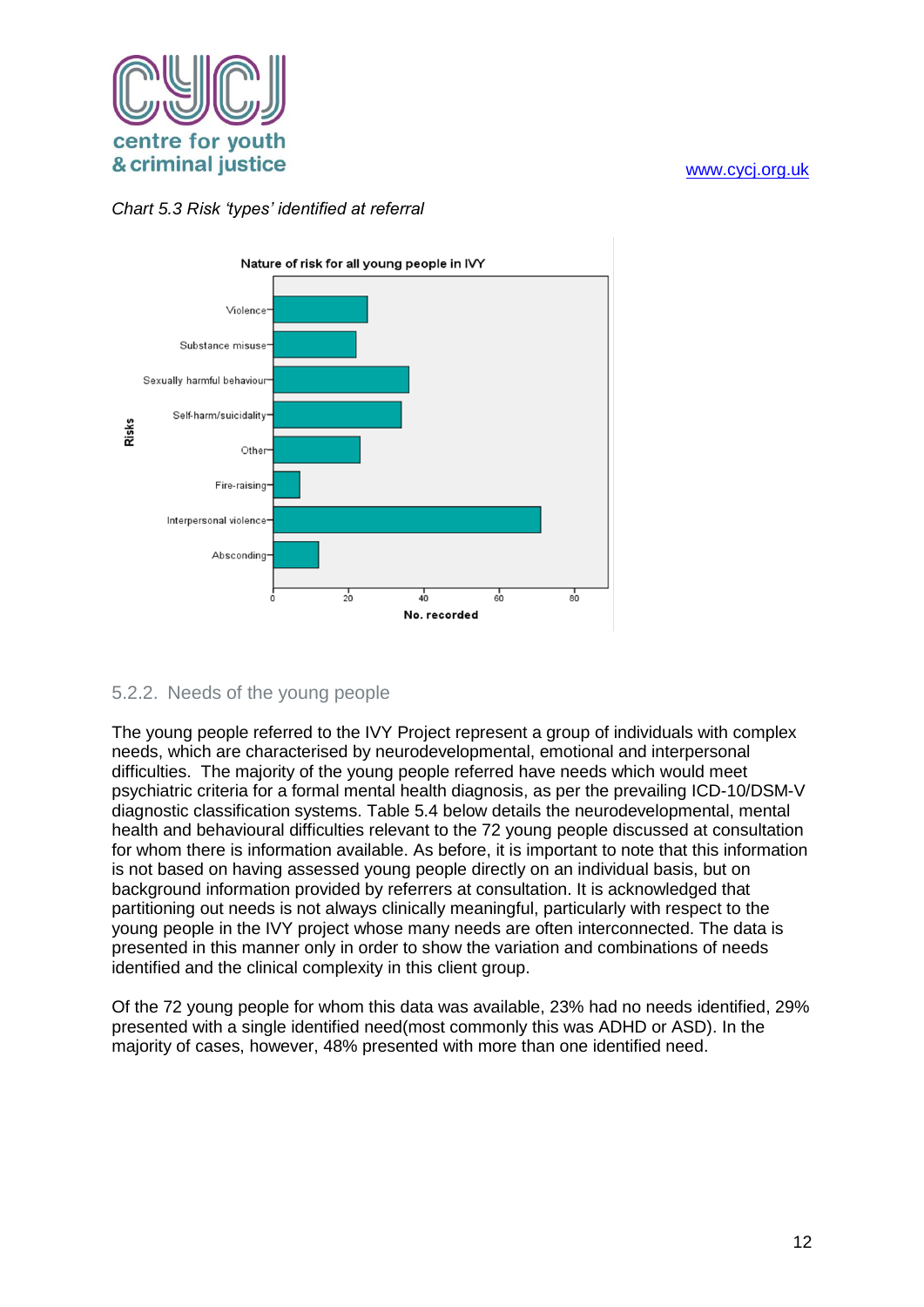*Chart 5.3 Risk 'types' identified at referral*

### 5.2.2. Needs of the young people

The young people referred to the IVY Project represent a group of individuals with complex needs, which are characterised by neurodevelopmental, emotional and interpersonal difficulties. The majority of the young people referred have needs which would meet psychiatric criteria for a formal mental health diagnosis, as per the prevailing ICD-10/DSM-V diagnostic classification systems. Table 5.4 below details the neurodevelopmental, mental health and behavioural difficulties relevant to the 72 young people discussed at consultation for whom there is information available. As before, it is important to note that this information is not based on having assessed young people directly on an individual basis, but on background information provided by referrers at consultation. It is acknowledged that partitioning out needs is not always clinically meaningful, particularly with respect to the young people in the IVY project whose many needs are often interconnected. The data is presented in this manner only in order to show the variation and combinations of needs identified and the clinical complexity in this client group.

Of the 72 young people for whom this data was available, 23% had no needs identified, 29% presented with a single identified need(most commonly this was ADHD or ASD). In the majority of cases, however, 48% presented with more than one identified need.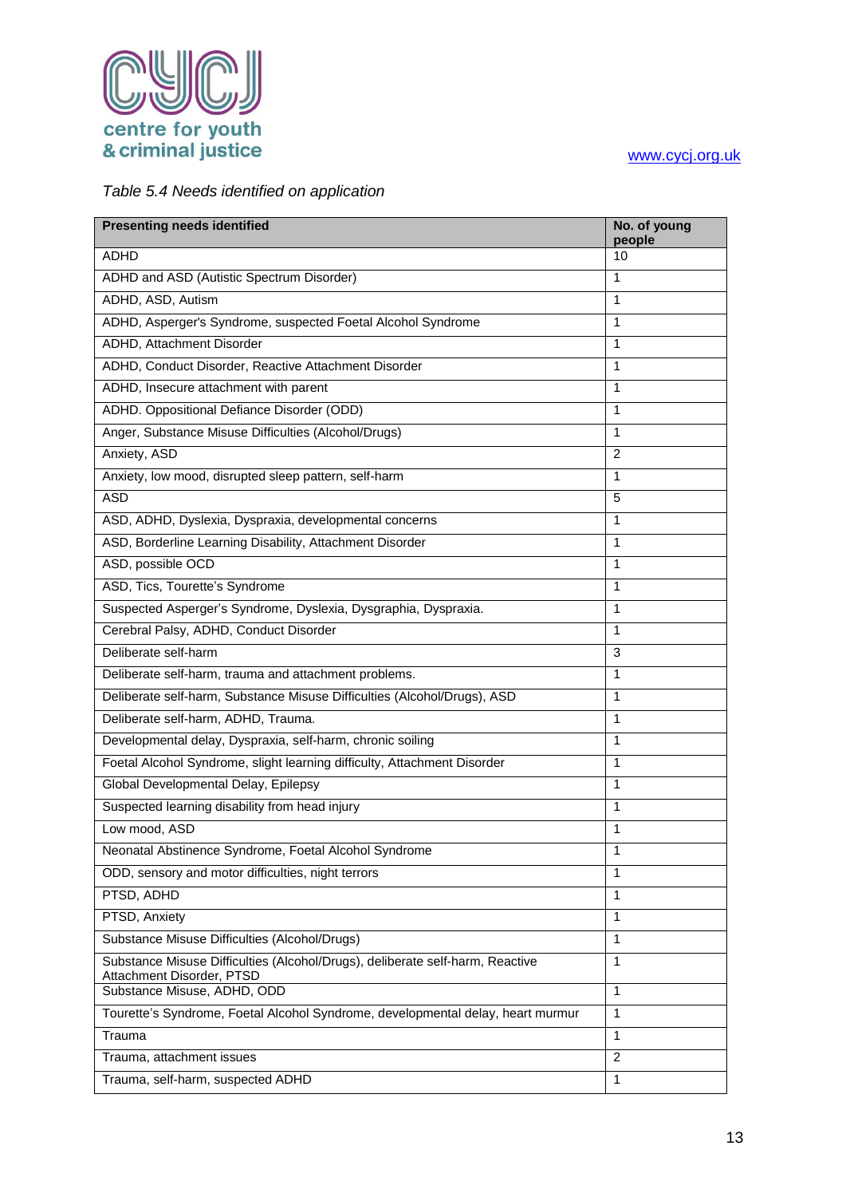*Table 5.4 Needs identified on application*

| Presenting needs identified | No. of young people |
|---|---|
| ADHD | 10 |
| ADHD and ASD (Autistic Spectrum Disorder) | 1 |
| ADHD, ASD, Autism | 1 |
| ADHD, Asperger's Syndrome, suspected Foetal Alcohol Syndrome | 1 |
| ADHD, Attachment Disorder | 1 |
| ADHD, Conduct Disorder, Reactive Attachment Disorder | 1 |
| ADHD, Insecure attachment with parent | 1 |
| ADHD. Oppositional Defiance Disorder (ODD) | 1 |
| Anger, Substance Misuse Difficulties (Alcohol/Drugs) | 1 |
| Anxiety, ASD | 2 |
| Anxiety, low mood, disrupted sleep pattern, self-harm | 1 |
| ASD | 5 |
| ASD, ADHD, Dyslexia, Dyspraxia, developmental concerns | 1 |
| ASD, Borderline Learning Disability, Attachment Disorder | 1 |
| ASD, possible OCD | 1 |
| ASD, Tics, Tourette's Syndrome | 1 |
| Suspected Asperger's Syndrome, Dyslexia, Dysgraphia, Dyspraxia. | 1 |
| Cerebral Palsy, ADHD, Conduct Disorder | 1 |
| Deliberate self-harm | 3 |
| Deliberate self-harm, trauma and attachment problems. | 1 |
| Deliberate self-harm, Substance Misuse Difficulties (Alcohol/Drugs), ASD | 1 |
| Deliberate self-harm, ADHD, Trauma. | 1 |
| Developmental delay, Dyspraxia, self-harm, chronic soiling | 1 |
| Foetal Alcohol Syndrome, slight learning difficulty, Attachment Disorder | 1 |
| Global Developmental Delay, Epilepsy | 1 |
| Suspected learning disability from head injury | 1 |
| Low mood, ASD | 1 |
| Neonatal Abstinence Syndrome, Foetal Alcohol Syndrome | 1 |
| ODD, sensory and motor difficulties, night terrors | 1 |
| PTSD, ADHD | 1 |
| PTSD, Anxiety | 1 |
| Substance Misuse Difficulties (Alcohol/Drugs) | 1 |
| Substance Misuse Difficulties (Alcohol/Drugs), deliberate self-harm, Reactive Attachment Disorder, PTSD | 1 |
| Substance Misuse, ADHD, ODD | 1 |
| Tourette's Syndrome, Foetal Alcohol Syndrome, developmental delay, heart murmur | 1 |
| Trauma | 1 |
| Trauma, attachment issues | 2 |
| Trauma, self-harm, suspected ADHD | 1 |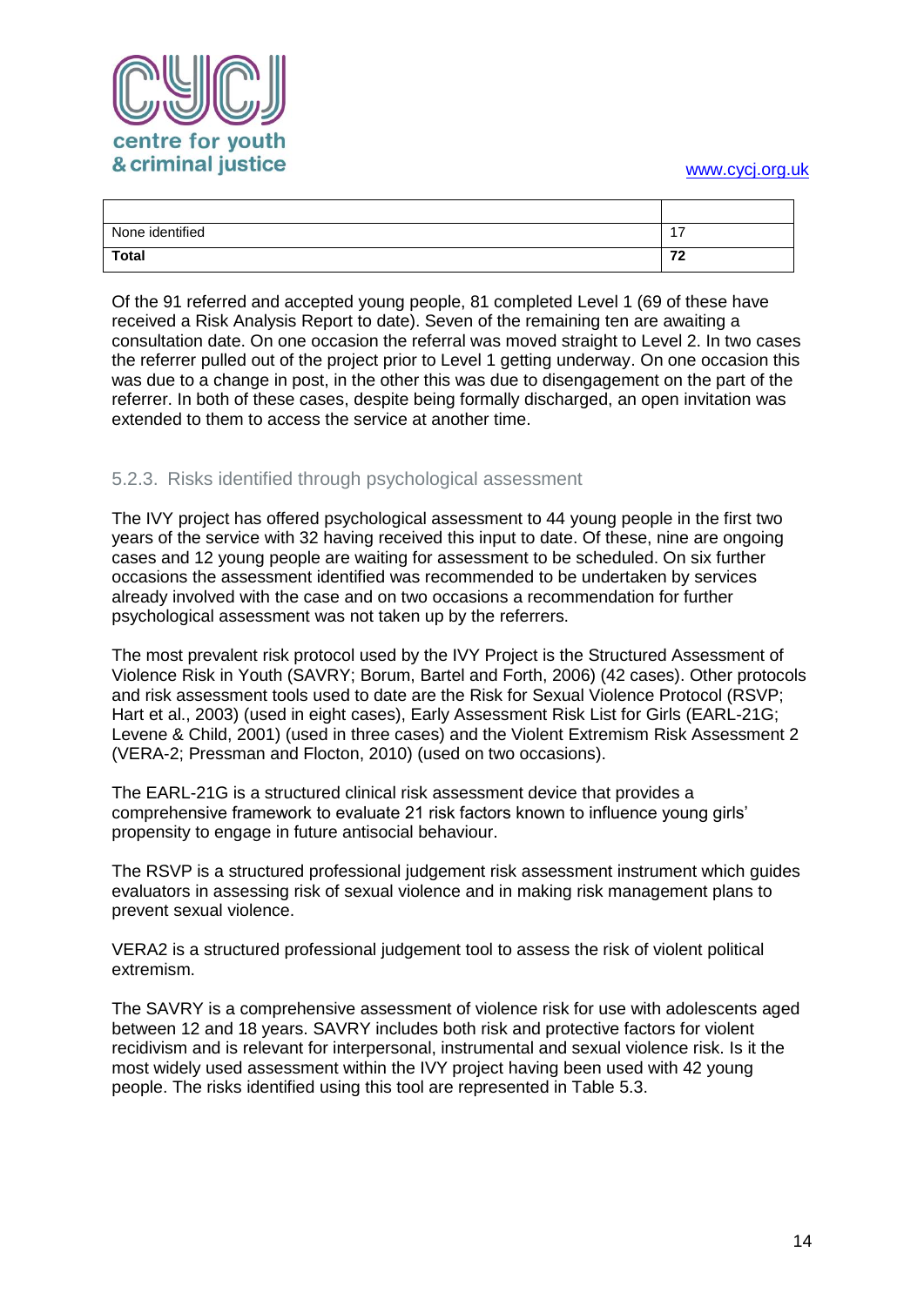| | |
|---|---|
| None identified | 17 |
| **Total** | **72** |

Of the 91 referred and accepted young people, 81 completed Level 1 (69 of these have received a Risk Analysis Report to date). Seven of the remaining ten are awaiting a consultation date. On one occasion the referral was moved straight to Level 2. In two cases the referrer pulled out of the project prior to Level 1 getting underway. On one occasion this was due to a change in post, in the other this was due to disengagement on the part of the referrer. In both of these cases, despite being formally discharged, an open invitation was extended to them to access the service at another time.

### 5.2.3. Risks identified through psychological assessment

The IVY project has offered psychological assessment to 44 young people in the first two years of the service with 32 having received this input to date. Of these, nine are ongoing cases and 12 young people are waiting for assessment to be scheduled. On six further occasions the assessment identified was recommended to be undertaken by services already involved with the case and on two occasions a recommendation for further psychological assessment was not taken up by the referrers.

The most prevalent risk protocol used by the IVY Project is the Structured Assessment of Violence Risk in Youth (SAVRY; Borum, Bartel and Forth, 2006) (42 cases). Other protocols and risk assessment tools used to date are the Risk for Sexual Violence Protocol (RSVP; Hart et al., 2003) (used in eight cases), Early Assessment Risk List for Girls (EARL-21G; Levene & Child, 2001) (used in three cases) and the Violent Extremism Risk Assessment 2 (VERA-2; Pressman and Flocton, 2010) (used on two occasions).

The EARL-21G is a structured clinical risk assessment device that provides a comprehensive framework to evaluate 21 risk factors known to influence young girls' propensity to engage in future antisocial behaviour.

The RSVP is a structured professional judgement risk assessment instrument which guides evaluators in assessing risk of sexual violence and in making risk management plans to prevent sexual violence.

VERA2 is a structured professional judgement tool to assess the risk of violent political extremism.

The SAVRY is a comprehensive assessment of violence risk for use with adolescents aged between 12 and 18 years. SAVRY includes both risk and protective factors for violent recidivism and is relevant for interpersonal, instrumental and sexual violence risk. Is it the most widely used assessment within the IVY project having been used with 42 young people. The risks identified using this tool are represented in Table 5.3.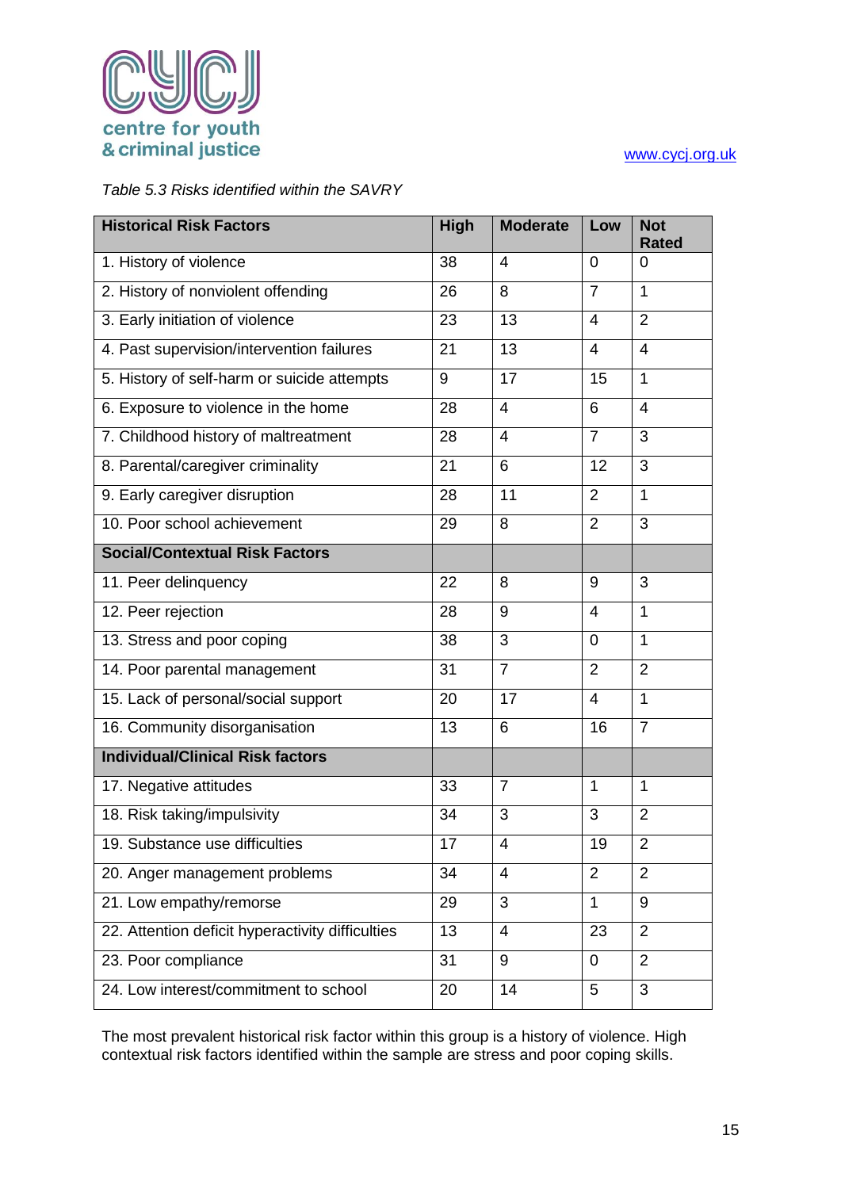*Table 5.3 Risks identified within the SAVRY*

| Historical Risk Factors | High | Moderate | Low | Not Rated |
|---|---|---|---|---|
| 1. History of violence | 38 | 4 | 0 | 0 |
| 2. History of nonviolent offending | 26 | 8 | 7 | 1 |
| 3. Early initiation of violence | 23 | 13 | 4 | 2 |
| 4. Past supervision/intervention failures | 21 | 13 | 4 | 4 |
| 5. History of self-harm or suicide attempts | 9 | 17 | 15 | 1 |
| 6. Exposure to violence in the home | 28 | 4 | 6 | 4 |
| 7. Childhood history of maltreatment | 28 | 4 | 7 | 3 |
| 8. Parental/caregiver criminality | 21 | 6 | 12 | 3 |
| 9. Early caregiver disruption | 28 | 11 | 2 | 1 |
| 10. Poor school achievement | 29 | 8 | 2 | 3 |
| **Social/Contextual Risk Factors** | | | | |
| 11. Peer delinquency | 22 | 8 | 9 | 3 |
| 12. Peer rejection | 28 | 9 | 4 | 1 |
| 13. Stress and poor coping | 38 | 3 | 0 | 1 |
| 14. Poor parental management | 31 | 7 | 2 | 2 |
| 15. Lack of personal/social support | 20 | 17 | 4 | 1 |
| 16. Community disorganisation | 13 | 6 | 16 | 7 |
| **Individual/Clinical Risk factors** | | | | |
| 17. Negative attitudes | 33 | 7 | 1 | 1 |
| 18. Risk taking/impulsivity | 34 | 3 | 3 | 2 |
| 19. Substance use difficulties | 17 | 4 | 19 | 2 |
| 20. Anger management problems | 34 | 4 | 2 | 2 |
| 21. Low empathy/remorse | 29 | 3 | 1 | 9 |
| 22. Attention deficit hyperactivity difficulties | 13 | 4 | 23 | 2 |
| 23. Poor compliance | 31 | 9 | 0 | 2 |
| 24. Low interest/commitment to school | 20 | 14 | 5 | 3 |

The most prevalent historical risk factor within this group is a history of violence. High contextual risk factors identified within the sample are stress and poor coping skills.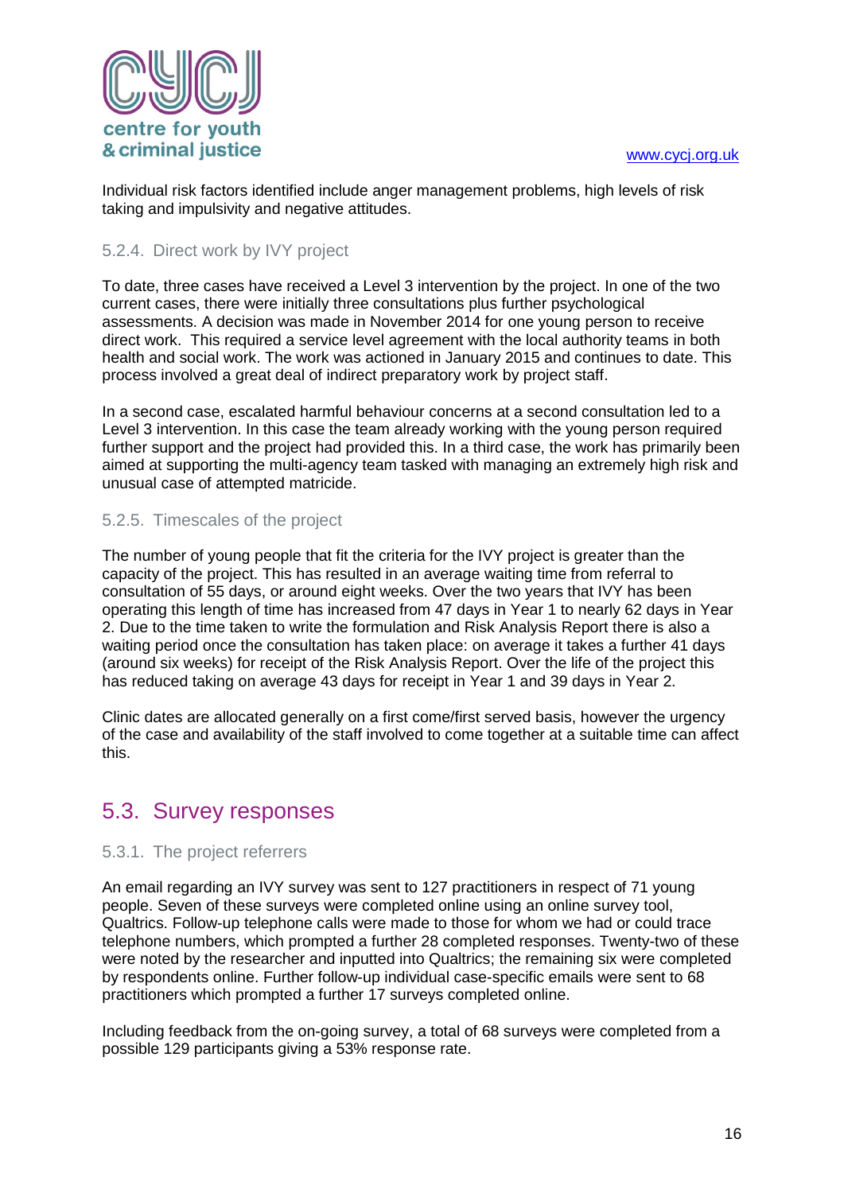Individual risk factors identified include anger management problems, high levels of risk taking and impulsivity and negative attitudes.

### 5.2.4. Direct work by IVY project

To date, three cases have received a Level 3 intervention by the project. In one of the two current cases, there were initially three consultations plus further psychological assessments. A decision was made in November 2014 for one young person to receive direct work. This required a service level agreement with the local authority teams in both health and social work. The work was actioned in January 2015 and continues to date. This process involved a great deal of indirect preparatory work by project staff.

In a second case, escalated harmful behaviour concerns at a second consultation led to a Level 3 intervention. In this case the team already working with the young person required further support and the project had provided this. In a third case, the work has primarily been aimed at supporting the multi-agency team tasked with managing an extremely high risk and unusual case of attempted matricide.

### 5.2.5. Timescales of the project

The number of young people that fit the criteria for the IVY project is greater than the capacity of the project. This has resulted in an average waiting time from referral to consultation of 55 days, or around eight weeks. Over the two years that IVY has been operating this length of time has increased from 47 days in Year 1 to nearly 62 days in Year 2. Due to the time taken to write the formulation and Risk Analysis Report there is also a waiting period once the consultation has taken place: on average it takes a further 41 days (around six weeks) for receipt of the Risk Analysis Report. Over the life of the project this has reduced taking on average 43 days for receipt in Year 1 and 39 days in Year 2.

Clinic dates are allocated generally on a first come/first served basis, however the urgency of the case and availability of the staff involved to come together at a suitable time can affect this.

## 5.3. Survey responses

### 5.3.1. The project referrers

An email regarding an IVY survey was sent to 127 practitioners in respect of 71 young people. Seven of these surveys were completed online using an online survey tool, Qualtrics. Follow-up telephone calls were made to those for whom we had or could trace telephone numbers, which prompted a further 28 completed responses. Twenty-two of these were noted by the researcher and inputted into Qualtrics; the remaining six were completed by respondents online. Further follow-up individual case-specific emails were sent to 68 practitioners which prompted a further 17 surveys completed online.

Including feedback from the on-going survey, a total of 68 surveys were completed from a possible 129 participants giving a 53% response rate.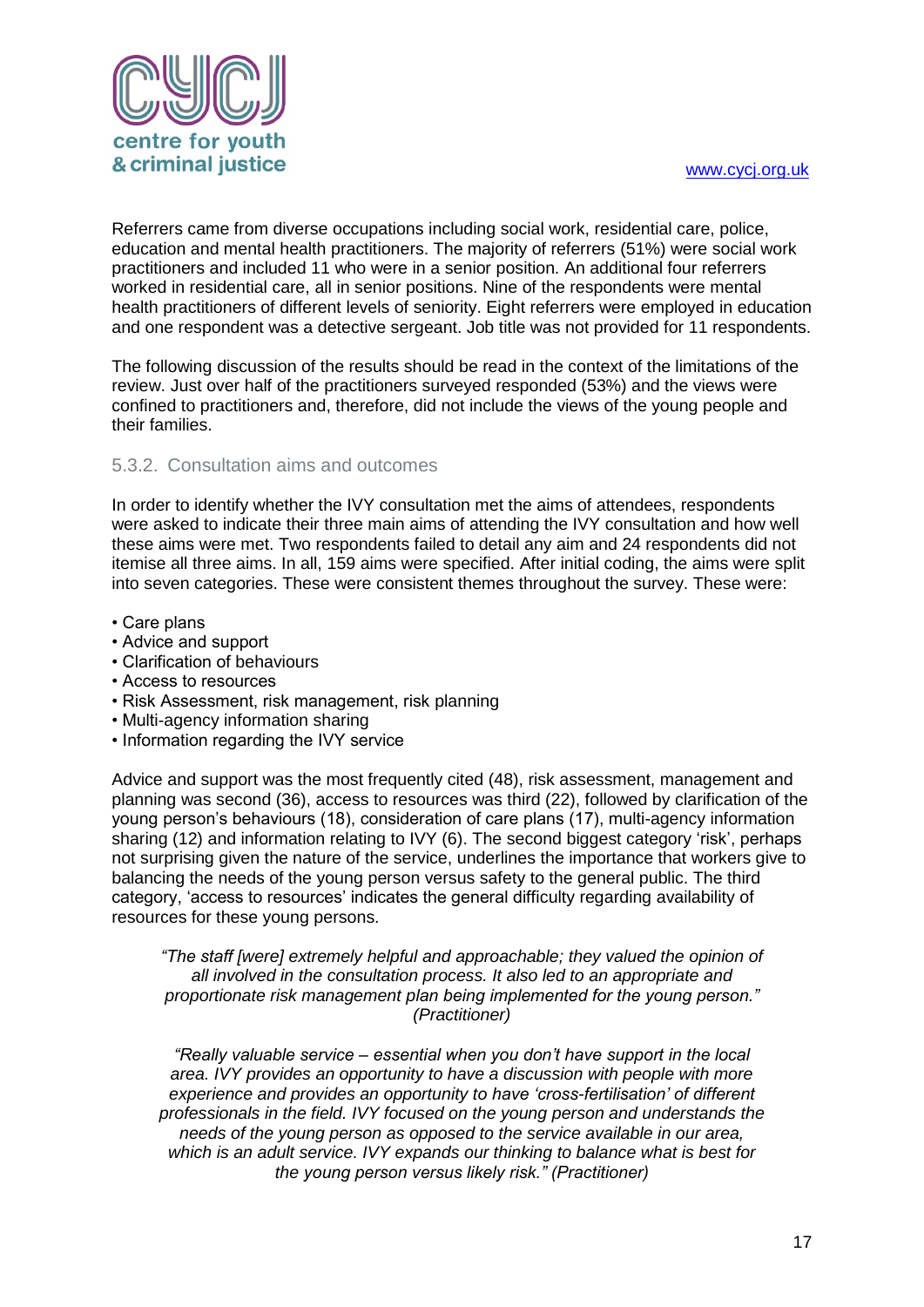Referrers came from diverse occupations including social work, residential care, police, education and mental health practitioners. The majority of referrers (51%) were social work practitioners and included 11 who were in a senior position. An additional four referrers worked in residential care, all in senior positions. Nine of the respondents were mental health practitioners of different levels of seniority. Eight referrers were employed in education and one respondent was a detective sergeant. Job title was not provided for 11 respondents.

The following discussion of the results should be read in the context of the limitations of the review. Just over half of the practitioners surveyed responded (53%) and the views were confined to practitioners and, therefore, did not include the views of the young people and their families.

### 5.3.2. Consultation aims and outcomes

In order to identify whether the IVY consultation met the aims of attendees, respondents were asked to indicate their three main aims of attending the IVY consultation and how well these aims were met. Two respondents failed to detail any aim and 24 respondents did not itemise all three aims. In all, 159 aims were specified. After initial coding, the aims were split into seven categories. These were consistent themes throughout the survey. These were:

- Care plans
- Advice and support
- Clarification of behaviours
- Access to resources
- Risk Assessment, risk management, risk planning
- Multi-agency information sharing
- Information regarding the IVY service

Advice and support was the most frequently cited (48), risk assessment, management and planning was second (36), access to resources was third (22), followed by clarification of the young person's behaviours (18), consideration of care plans (17), multi-agency information sharing (12) and information relating to IVY (6). The second biggest category 'risk', perhaps not surprising given the nature of the service, underlines the importance that workers give to balancing the needs of the young person versus safety to the general public. The third category, 'access to resources' indicates the general difficulty regarding availability of resources for these young persons.

> *"The staff [were] extremely helpful and approachable; they valued the opinion of all involved in the consultation process. It also led to an appropriate and proportionate risk management plan being implemented for the young person." (Practitioner)*

> *"Really valuable service – essential when you don't have support in the local area. IVY provides an opportunity to have a discussion with people with more experience and provides an opportunity to have 'cross-fertilisation' of different professionals in the field. IVY focused on the young person and understands the needs of the young person as opposed to the service available in our area, which is an adult service. IVY expands our thinking to balance what is best for the young person versus likely risk." (Practitioner)*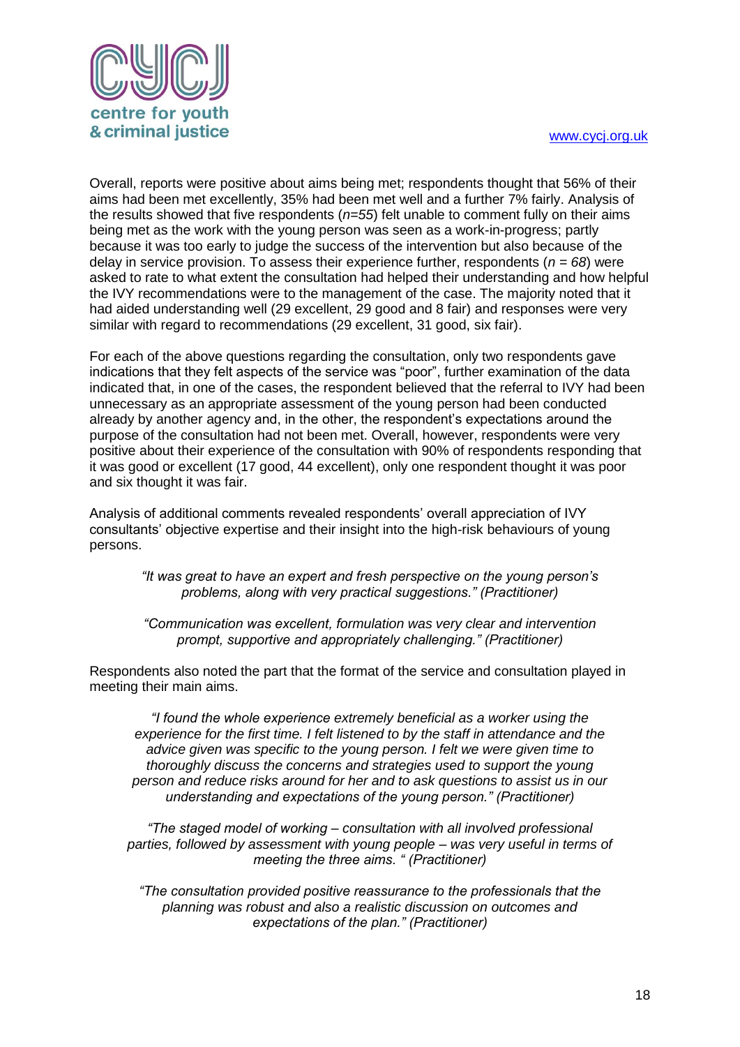Overall, reports were positive about aims being met; respondents thought that 56% of their aims had been met excellently, 35% had been met well and a further 7% fairly. Analysis of the results showed that five respondents (*n=55*) felt unable to comment fully on their aims being met as the work with the young person was seen as a work-in-progress; partly because it was too early to judge the success of the intervention but also because of the delay in service provision. To assess their experience further, respondents (*n = 68*) were asked to rate to what extent the consultation had helped their understanding and how helpful the IVY recommendations were to the management of the case. The majority noted that it had aided understanding well (29 excellent, 29 good and 8 fair) and responses were very similar with regard to recommendations (29 excellent, 31 good, six fair).

For each of the above questions regarding the consultation, only two respondents gave indications that they felt aspects of the service was "poor", further examination of the data indicated that, in one of the cases, the respondent believed that the referral to IVY had been unnecessary as an appropriate assessment of the young person had been conducted already by another agency and, in the other, the respondent's expectations around the purpose of the consultation had not been met. Overall, however, respondents were very positive about their experience of the consultation with 90% of respondents responding that it was good or excellent (17 good, 44 excellent), only one respondent thought it was poor and six thought it was fair.

Analysis of additional comments revealed respondents' overall appreciation of IVY consultants' objective expertise and their insight into the high-risk behaviours of young persons.

> *"It was great to have an expert and fresh perspective on the young person's problems, along with very practical suggestions." (Practitioner)*

> *"Communication was excellent, formulation was very clear and intervention prompt, supportive and appropriately challenging." (Practitioner)*

Respondents also noted the part that the format of the service and consultation played in meeting their main aims.

> *"I found the whole experience extremely beneficial as a worker using the experience for the first time. I felt listened to by the staff in attendance and the advice given was specific to the young person. I felt we were given time to thoroughly discuss the concerns and strategies used to support the young person and reduce risks around for her and to ask questions to assist us in our understanding and expectations of the young person." (Practitioner)*

> *"The staged model of working – consultation with all involved professional parties, followed by assessment with young people – was very useful in terms of meeting the three aims. " (Practitioner)*

> *"The consultation provided positive reassurance to the professionals that the planning was robust and also a realistic discussion on outcomes and expectations of the plan." (Practitioner)*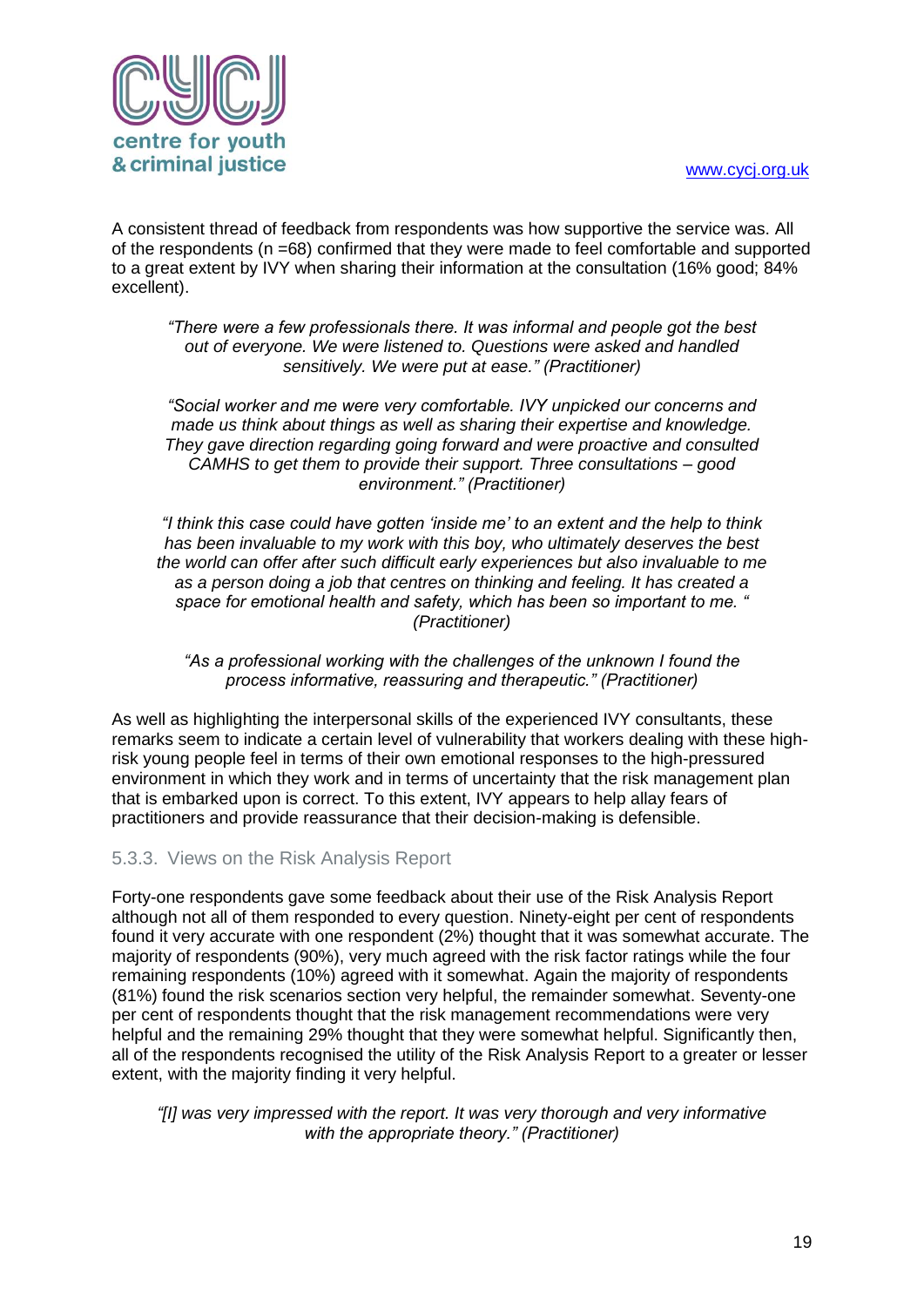A consistent thread of feedback from respondents was how supportive the service was. All of the respondents (n =68) confirmed that they were made to feel comfortable and supported to a great extent by IVY when sharing their information at the consultation (16% good; 84% excellent).

> *"There were a few professionals there. It was informal and people got the best out of everyone. We were listened to. Questions were asked and handled sensitively. We were put at ease." (Practitioner)*

> *"Social worker and me were very comfortable. IVY unpicked our concerns and made us think about things as well as sharing their expertise and knowledge. They gave direction regarding going forward and were proactive and consulted CAMHS to get them to provide their support. Three consultations – good environment." (Practitioner)*

> *"I think this case could have gotten 'inside me' to an extent and the help to think has been invaluable to my work with this boy, who ultimately deserves the best the world can offer after such difficult early experiences but also invaluable to me as a person doing a job that centres on thinking and feeling. It has created a space for emotional health and safety, which has been so important to me. " (Practitioner)*

> *"As a professional working with the challenges of the unknown I found the process informative, reassuring and therapeutic." (Practitioner)*

As well as highlighting the interpersonal skills of the experienced IVY consultants, these remarks seem to indicate a certain level of vulnerability that workers dealing with these high-risk young people feel in terms of their own emotional responses to the high-pressured environment in which they work and in terms of uncertainty that the risk management plan that is embarked upon is correct. To this extent, IVY appears to help allay fears of practitioners and provide reassurance that their decision-making is defensible.

### 5.3.3. Views on the Risk Analysis Report

Forty-one respondents gave some feedback about their use of the Risk Analysis Report although not all of them responded to every question. Ninety-eight per cent of respondents found it very accurate with one respondent (2%) thought that it was somewhat accurate. The majority of respondents (90%), very much agreed with the risk factor ratings while the four remaining respondents (10%) agreed with it somewhat. Again the majority of respondents (81%) found the risk scenarios section very helpful, the remainder somewhat. Seventy-one per cent of respondents thought that the risk management recommendations were very helpful and the remaining 29% thought that they were somewhat helpful. Significantly then, all of the respondents recognised the utility of the Risk Analysis Report to a greater or lesser extent, with the majority finding it very helpful.

> *"[I] was very impressed with the report. It was very thorough and very informative with the appropriate theory." (Practitioner)*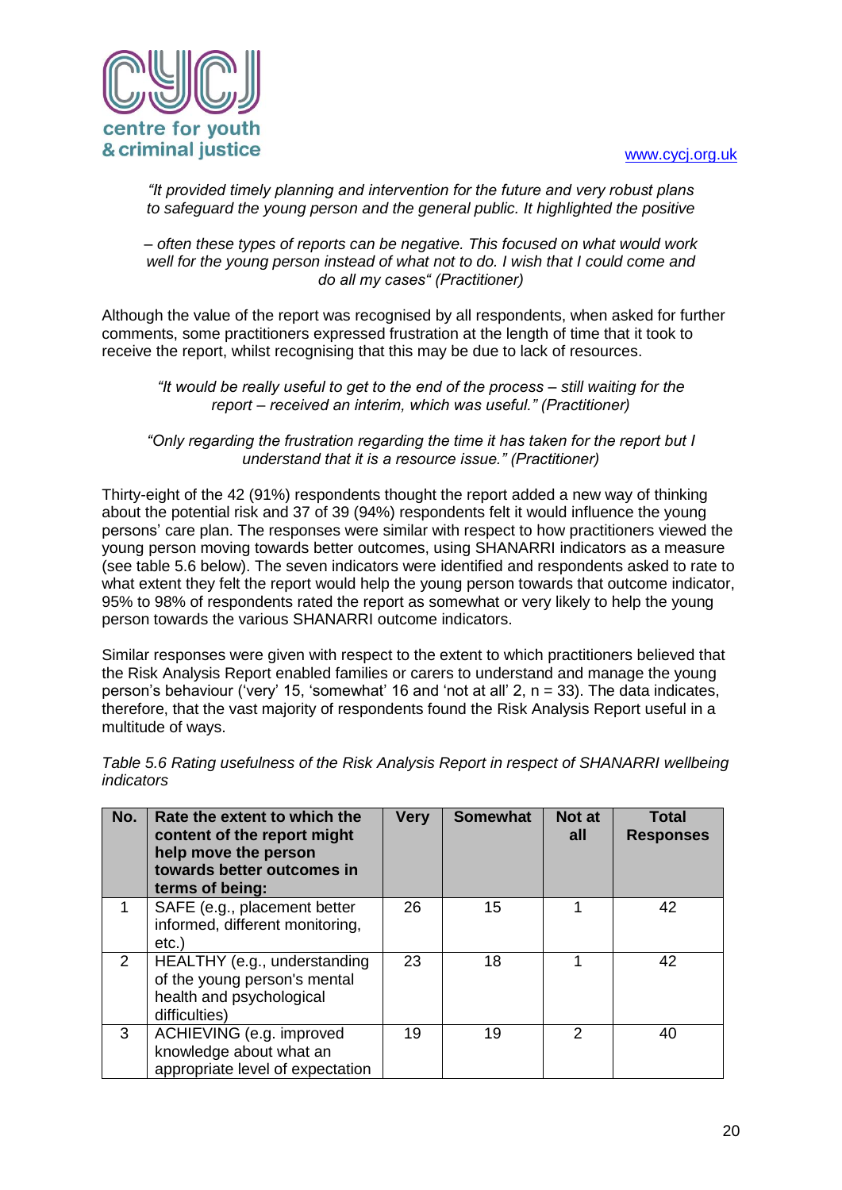*"It provided timely planning and intervention for the future and very robust plans to safeguard the young person and the general public. It highlighted the positive*

*– often these types of reports can be negative. This focused on what would work well for the young person instead of what not to do. I wish that I could come and do all my cases" (Practitioner)*

Although the value of the report was recognised by all respondents, when asked for further comments, some practitioners expressed frustration at the length of time that it took to receive the report, whilst recognising that this may be due to lack of resources.

*"It would be really useful to get to the end of the process – still waiting for the report – received an interim, which was useful." (Practitioner)*

*"Only regarding the frustration regarding the time it has taken for the report but I understand that it is a resource issue." (Practitioner)*

Thirty-eight of the 42 (91%) respondents thought the report added a new way of thinking about the potential risk and 37 of 39 (94%) respondents felt it would influence the young persons' care plan. The responses were similar with respect to how practitioners viewed the young person moving towards better outcomes, using SHANARRI indicators as a measure (see table 5.6 below). The seven indicators were identified and respondents asked to rate to what extent they felt the report would help the young person towards that outcome indicator, 95% to 98% of respondents rated the report as somewhat or very likely to help the young person towards the various SHANARRI outcome indicators.

Similar responses were given with respect to the extent to which practitioners believed that the Risk Analysis Report enabled families or carers to understand and manage the young person's behaviour ('very' 15, 'somewhat' 16 and 'not at all' 2, n = 33). The data indicates, therefore, that the vast majority of respondents found the Risk Analysis Report useful in a multitude of ways.

*Table 5.6 Rating usefulness of the Risk Analysis Report in respect of SHANARRI wellbeing indicators*

| No. | Rate the extent to which the content of the report might help move the person towards better outcomes in terms of being: | Very | Somewhat | Not at all | Total Responses |
|---|---|---|---|---|---|
| 1 | SAFE (e.g., placement better informed, different monitoring, etc.) | 26 | 15 | 1 | 42 |
| 2 | HEALTHY (e.g., understanding of the young person's mental health and psychological difficulties) | 23 | 18 | 1 | 42 |
| 3 | ACHIEVING (e.g. improved knowledge about what an appropriate level of expectation | 19 | 19 | 2 | 40 |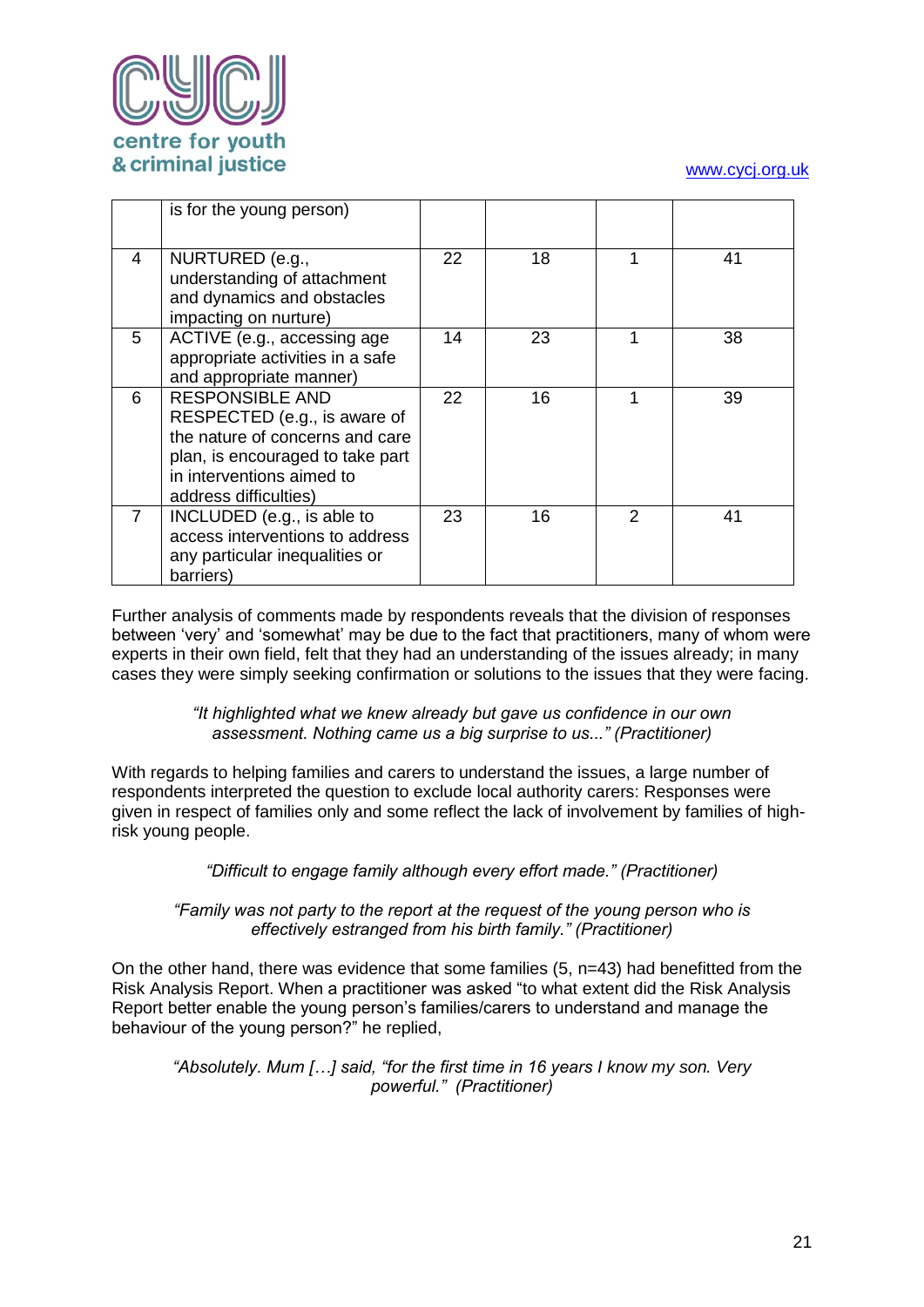|   | is for the young person) |   |   |   |   |
|---|---|---|---|---|---|
| 4 | NURTURED (e.g., understanding of attachment and dynamics and obstacles impacting on nurture) | 22 | 18 | 1 | 41 |
| 5 | ACTIVE (e.g., accessing age appropriate activities in a safe and appropriate manner) | 14 | 23 | 1 | 38 |
| 6 | RESPONSIBLE AND RESPECTED (e.g., is aware of the nature of concerns and care plan, is encouraged to take part in interventions aimed to address difficulties) | 22 | 16 | 1 | 39 |
| 7 | INCLUDED (e.g., is able to access interventions to address any particular inequalities or barriers) | 23 | 16 | 2 | 41 |

Further analysis of comments made by respondents reveals that the division of responses between 'very' and 'somewhat' may be due to the fact that practitioners, many of whom were experts in their own field, felt that they had an understanding of the issues already; in many cases they were simply seeking confirmation or solutions to the issues that they were facing.

*"It highlighted what we knew already but gave us confidence in our own assessment. Nothing came us a big surprise to us..." (Practitioner)*

With regards to helping families and carers to understand the issues, a large number of respondents interpreted the question to exclude local authority carers: Responses were given in respect of families only and some reflect the lack of involvement by families of high-risk young people.

*"Difficult to engage family although every effort made." (Practitioner)*

*"Family was not party to the report at the request of the young person who is effectively estranged from his birth family." (Practitioner)*

On the other hand, there was evidence that some families (5, n=43) had benefitted from the Risk Analysis Report. When a practitioner was asked "to what extent did the Risk Analysis Report better enable the young person's families/carers to understand and manage the behaviour of the young person?" he replied,

*"Absolutely. Mum […] said, "for the first time in 16 years I know my son. Very powerful." (Practitioner)*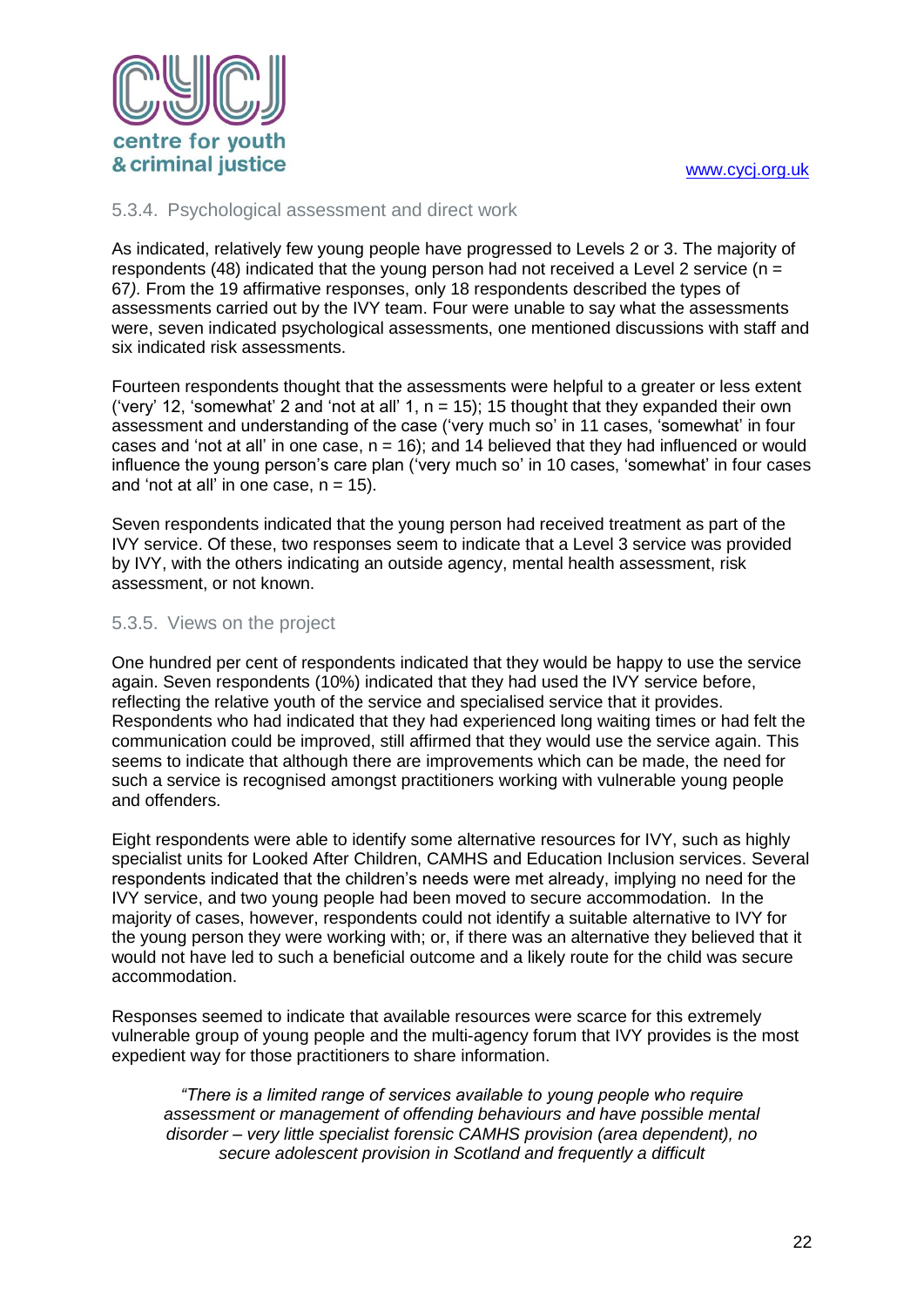### 5.3.4. Psychological assessment and direct work

As indicated, relatively few young people have progressed to Levels 2 or 3. The majority of respondents (48) indicated that the young person had not received a Level 2 service (n = 67*).* From the 19 affirmative responses, only 18 respondents described the types of assessments carried out by the IVY team. Four were unable to say what the assessments were, seven indicated psychological assessments, one mentioned discussions with staff and six indicated risk assessments.

Fourteen respondents thought that the assessments were helpful to a greater or less extent ('very' 12, 'somewhat' 2 and 'not at all' 1, n = 15); 15 thought that they expanded their own assessment and understanding of the case ('very much so' in 11 cases, 'somewhat' in four cases and 'not at all' in one case, n = 16); and 14 believed that they had influenced or would influence the young person's care plan ('very much so' in 10 cases, 'somewhat' in four cases and 'not at all' in one case, n = 15).

Seven respondents indicated that the young person had received treatment as part of the IVY service. Of these, two responses seem to indicate that a Level 3 service was provided by IVY, with the others indicating an outside agency, mental health assessment, risk assessment, or not known.

### 5.3.5. Views on the project

One hundred per cent of respondents indicated that they would be happy to use the service again. Seven respondents (10%) indicated that they had used the IVY service before, reflecting the relative youth of the service and specialised service that it provides. Respondents who had indicated that they had experienced long waiting times or had felt the communication could be improved, still affirmed that they would use the service again. This seems to indicate that although there are improvements which can be made, the need for such a service is recognised amongst practitioners working with vulnerable young people and offenders.

Eight respondents were able to identify some alternative resources for IVY, such as highly specialist units for Looked After Children, CAMHS and Education Inclusion services. Several respondents indicated that the children's needs were met already, implying no need for the IVY service, and two young people had been moved to secure accommodation. In the majority of cases, however, respondents could not identify a suitable alternative to IVY for the young person they were working with; or, if there was an alternative they believed that it would not have led to such a beneficial outcome and a likely route for the child was secure accommodation.

Responses seemed to indicate that available resources were scarce for this extremely vulnerable group of young people and the multi-agency forum that IVY provides is the most expedient way for those practitioners to share information.

> *"There is a limited range of services available to young people who require assessment or management of offending behaviours and have possible mental disorder – very little specialist forensic CAMHS provision (area dependent), no secure adolescent provision in Scotland and frequently a difficult*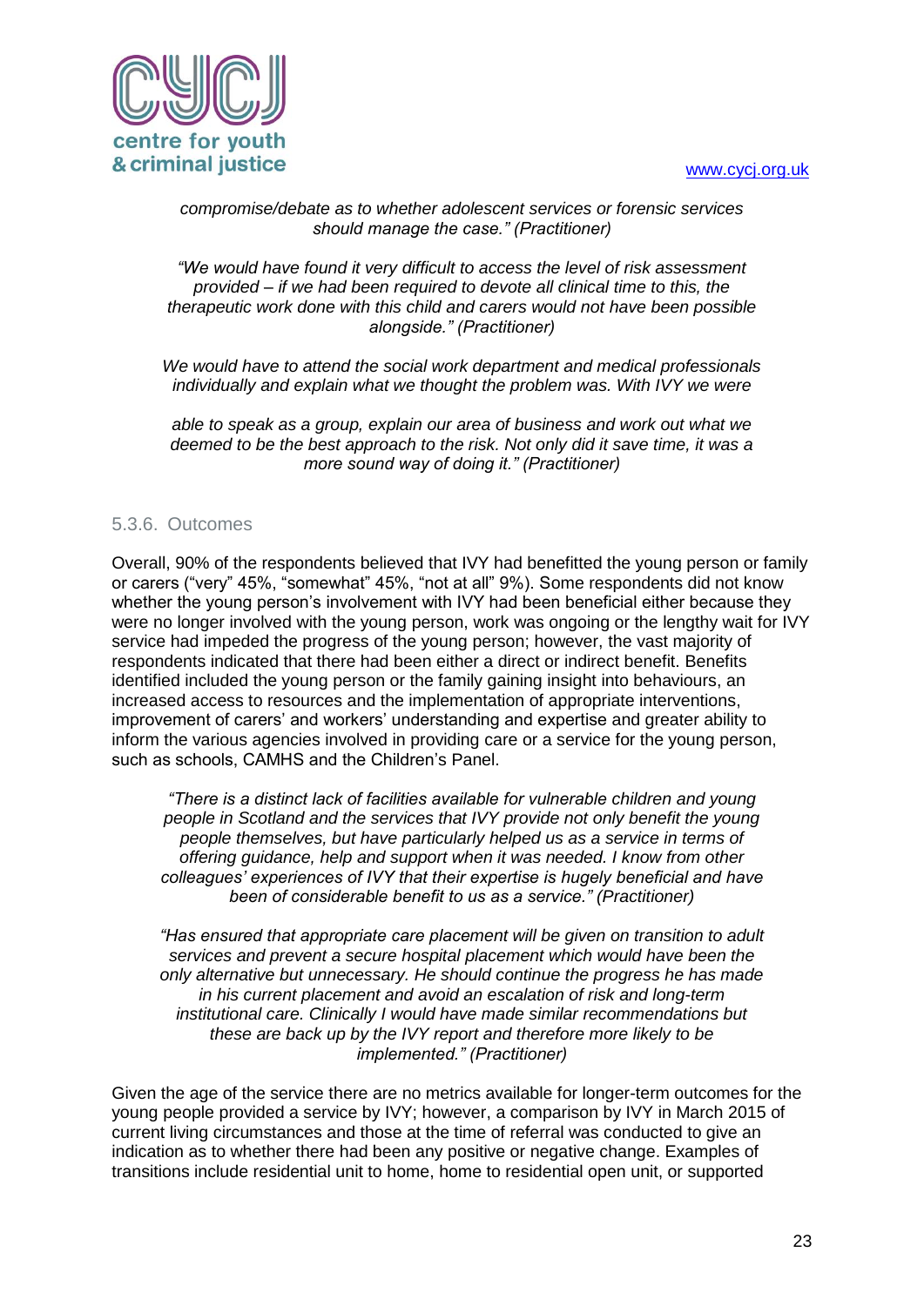*compromise/debate as to whether adolescent services or forensic services should manage the case." (Practitioner)*

*"We would have found it very difficult to access the level of risk assessment provided – if we had been required to devote all clinical time to this, the therapeutic work done with this child and carers would not have been possible alongside." (Practitioner)*

*We would have to attend the social work department and medical professionals individually and explain what we thought the problem was. With IVY we were*

*able to speak as a group, explain our area of business and work out what we deemed to be the best approach to the risk. Not only did it save time, it was a more sound way of doing it." (Practitioner)*

### 5.3.6. Outcomes

Overall, 90% of the respondents believed that IVY had benefitted the young person or family or carers ("very" 45%, "somewhat" 45%, "not at all" 9%). Some respondents did not know whether the young person's involvement with IVY had been beneficial either because they were no longer involved with the young person, work was ongoing or the lengthy wait for IVY service had impeded the progress of the young person; however, the vast majority of respondents indicated that there had been either a direct or indirect benefit. Benefits identified included the young person or the family gaining insight into behaviours, an increased access to resources and the implementation of appropriate interventions, improvement of carers' and workers' understanding and expertise and greater ability to inform the various agencies involved in providing care or a service for the young person, such as schools, CAMHS and the Children's Panel.

*"There is a distinct lack of facilities available for vulnerable children and young people in Scotland and the services that IVY provide not only benefit the young people themselves, but have particularly helped us as a service in terms of offering guidance, help and support when it was needed. I know from other colleagues' experiences of IVY that their expertise is hugely beneficial and have been of considerable benefit to us as a service." (Practitioner)*

*"Has ensured that appropriate care placement will be given on transition to adult services and prevent a secure hospital placement which would have been the only alternative but unnecessary. He should continue the progress he has made in his current placement and avoid an escalation of risk and long-term institutional care. Clinically I would have made similar recommendations but these are back up by the IVY report and therefore more likely to be implemented." (Practitioner)*

Given the age of the service there are no metrics available for longer-term outcomes for the young people provided a service by IVY; however, a comparison by IVY in March 2015 of current living circumstances and those at the time of referral was conducted to give an indication as to whether there had been any positive or negative change. Examples of transitions include residential unit to home, home to residential open unit, or supported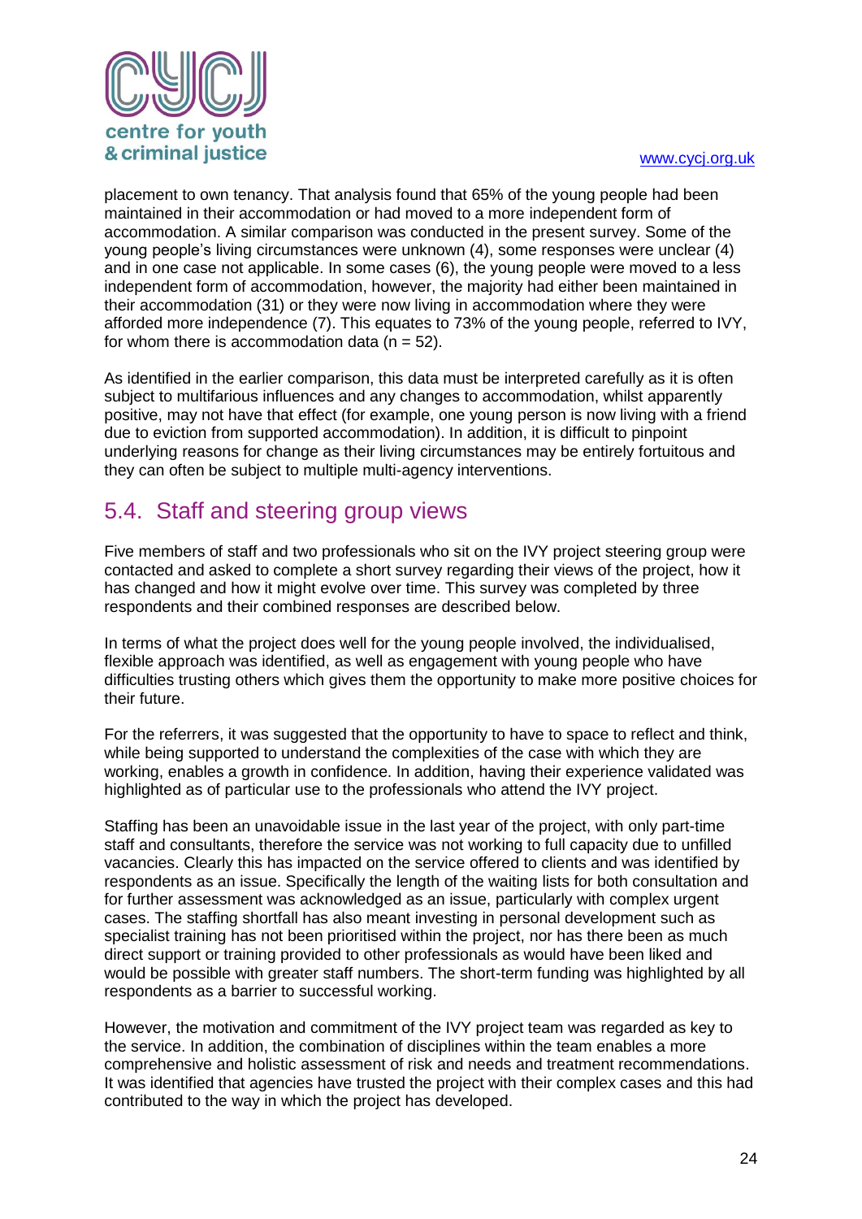placement to own tenancy. That analysis found that 65% of the young people had been maintained in their accommodation or had moved to a more independent form of accommodation. A similar comparison was conducted in the present survey. Some of the young people's living circumstances were unknown (4), some responses were unclear (4) and in one case not applicable. In some cases (6), the young people were moved to a less independent form of accommodation, however, the majority had either been maintained in their accommodation (31) or they were now living in accommodation where they were afforded more independence (7). This equates to 73% of the young people, referred to IVY, for whom there is accommodation data (n = 52).

As identified in the earlier comparison, this data must be interpreted carefully as it is often subject to multifarious influences and any changes to accommodation, whilst apparently positive, may not have that effect (for example, one young person is now living with a friend due to eviction from supported accommodation). In addition, it is difficult to pinpoint underlying reasons for change as their living circumstances may be entirely fortuitous and they can often be subject to multiple multi-agency interventions.

## 5.4. Staff and steering group views

Five members of staff and two professionals who sit on the IVY project steering group were contacted and asked to complete a short survey regarding their views of the project, how it has changed and how it might evolve over time. This survey was completed by three respondents and their combined responses are described below.

In terms of what the project does well for the young people involved, the individualised, flexible approach was identified, as well as engagement with young people who have difficulties trusting others which gives them the opportunity to make more positive choices for their future.

For the referrers, it was suggested that the opportunity to have to space to reflect and think, while being supported to understand the complexities of the case with which they are working, enables a growth in confidence. In addition, having their experience validated was highlighted as of particular use to the professionals who attend the IVY project.

Staffing has been an unavoidable issue in the last year of the project, with only part-time staff and consultants, therefore the service was not working to full capacity due to unfilled vacancies. Clearly this has impacted on the service offered to clients and was identified by respondents as an issue. Specifically the length of the waiting lists for both consultation and for further assessment was acknowledged as an issue, particularly with complex urgent cases. The staffing shortfall has also meant investing in personal development such as specialist training has not been prioritised within the project, nor has there been as much direct support or training provided to other professionals as would have been liked and would be possible with greater staff numbers. The short-term funding was highlighted by all respondents as a barrier to successful working.

However, the motivation and commitment of the IVY project team was regarded as key to the service. In addition, the combination of disciplines within the team enables a more comprehensive and holistic assessment of risk and needs and treatment recommendations. It was identified that agencies have trusted the project with their complex cases and this had contributed to the way in which the project has developed.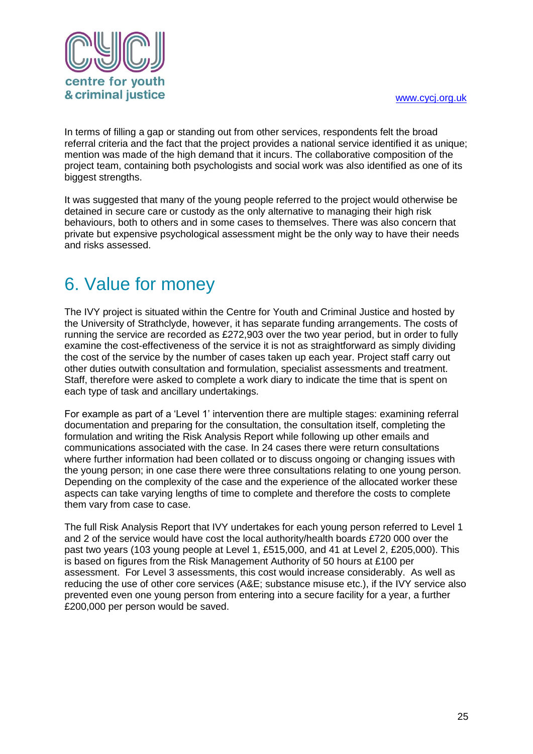In terms of filling a gap or standing out from other services, respondents felt the broad referral criteria and the fact that the project provides a national service identified it as unique; mention was made of the high demand that it incurs. The collaborative composition of the project team, containing both psychologists and social work was also identified as one of its biggest strengths.

It was suggested that many of the young people referred to the project would otherwise be detained in secure care or custody as the only alternative to managing their high risk behaviours, both to others and in some cases to themselves. There was also concern that private but expensive psychological assessment might be the only way to have their needs and risks assessed.

# 6. Value for money

The IVY project is situated within the Centre for Youth and Criminal Justice and hosted by the University of Strathclyde, however, it has separate funding arrangements. The costs of running the service are recorded as £272,903 over the two year period, but in order to fully examine the cost-effectiveness of the service it is not as straightforward as simply dividing the cost of the service by the number of cases taken up each year. Project staff carry out other duties outwith consultation and formulation, specialist assessments and treatment. Staff, therefore were asked to complete a work diary to indicate the time that is spent on each type of task and ancillary undertakings.

For example as part of a 'Level 1' intervention there are multiple stages: examining referral documentation and preparing for the consultation, the consultation itself, completing the formulation and writing the Risk Analysis Report while following up other emails and communications associated with the case. In 24 cases there were return consultations where further information had been collated or to discuss ongoing or changing issues with the young person; in one case there were three consultations relating to one young person. Depending on the complexity of the case and the experience of the allocated worker these aspects can take varying lengths of time to complete and therefore the costs to complete them vary from case to case.

The full Risk Analysis Report that IVY undertakes for each young person referred to Level 1 and 2 of the service would have cost the local authority/health boards £720 000 over the past two years (103 young people at Level 1, £515,000, and 41 at Level 2, £205,000). This is based on figures from the Risk Management Authority of 50 hours at £100 per assessment. For Level 3 assessments, this cost would increase considerably. As well as reducing the use of other core services (A&E; substance misuse etc.), if the IVY service also prevented even one young person from entering into a secure facility for a year, a further £200,000 per person would be saved.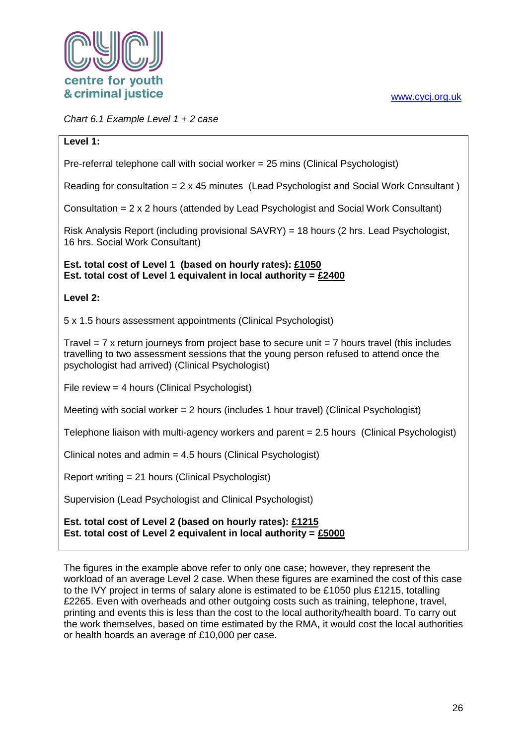*Chart 6.1 Example Level 1 + 2 case*

**Level 1:**

Pre-referral telephone call with social worker = 25 mins (Clinical Psychologist)

Reading for consultation = 2 x 45 minutes (Lead Psychologist and Social Work Consultant )

Consultation = 2 x 2 hours (attended by Lead Psychologist and Social Work Consultant)

Risk Analysis Report (including provisional SAVRY) = 18 hours (2 hrs. Lead Psychologist, 16 hrs. Social Work Consultant)

**Est. total cost of Level 1 (based on hourly rates): £1050**
**Est. total cost of Level 1 equivalent in local authority = £2400**

**Level 2:**

5 x 1.5 hours assessment appointments (Clinical Psychologist)

Travel = 7 x return journeys from project base to secure unit = 7 hours travel (this includes travelling to two assessment sessions that the young person refused to attend once the psychologist had arrived) (Clinical Psychologist)

File review = 4 hours (Clinical Psychologist)

Meeting with social worker = 2 hours (includes 1 hour travel) (Clinical Psychologist)

Telephone liaison with multi-agency workers and parent = 2.5 hours (Clinical Psychologist)

Clinical notes and admin = 4.5 hours (Clinical Psychologist)

Report writing = 21 hours (Clinical Psychologist)

Supervision (Lead Psychologist and Clinical Psychologist)

**Est. total cost of Level 2 (based on hourly rates): £1215**
**Est. total cost of Level 2 equivalent in local authority = £5000**

The figures in the example above refer to only one case; however, they represent the workload of an average Level 2 case. When these figures are examined the cost of this case to the IVY project in terms of salary alone is estimated to be £1050 plus £1215, totalling £2265. Even with overheads and other outgoing costs such as training, telephone, travel, printing and events this is less than the cost to the local authority/health board. To carry out the work themselves, based on time estimated by the RMA, it would cost the local authorities or health boards an average of £10,000 per case.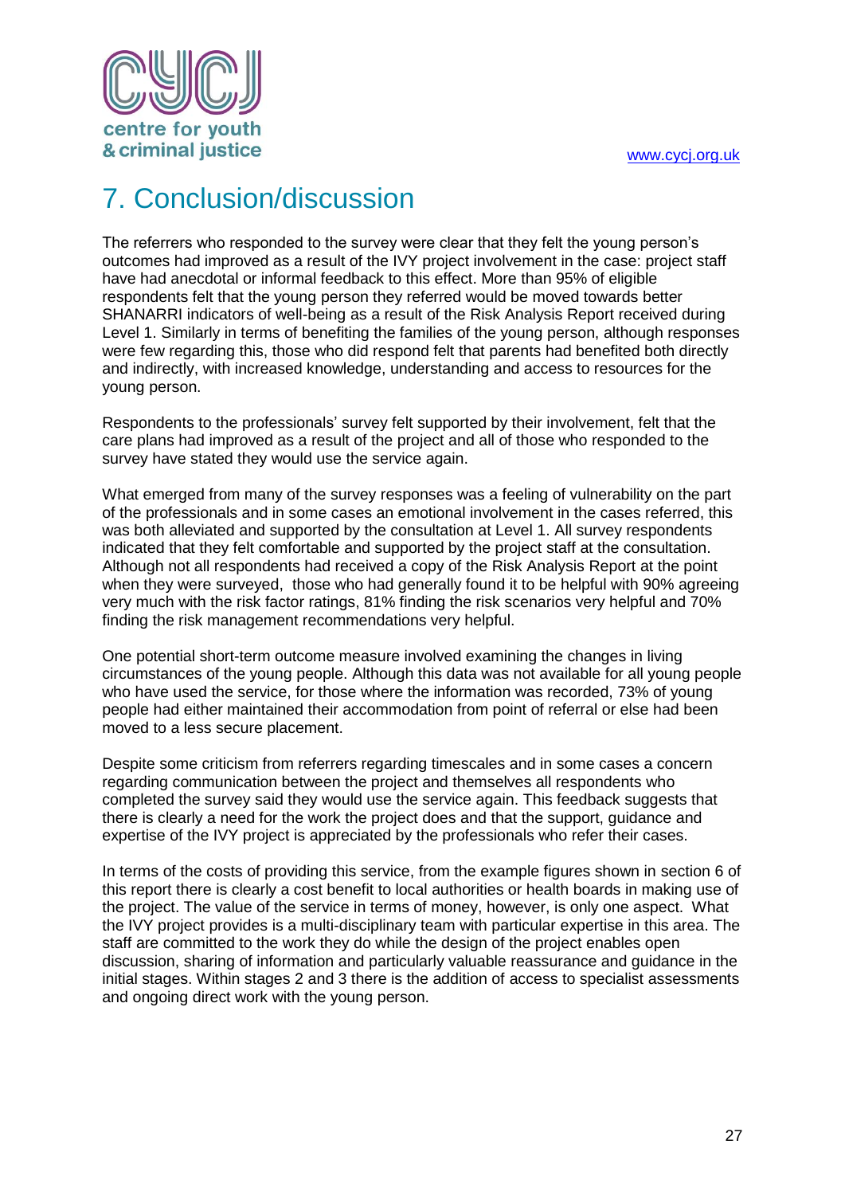# 7. Conclusion/discussion

The referrers who responded to the survey were clear that they felt the young person's outcomes had improved as a result of the IVY project involvement in the case: project staff have had anecdotal or informal feedback to this effect. More than 95% of eligible respondents felt that the young person they referred would be moved towards better SHANARRI indicators of well-being as a result of the Risk Analysis Report received during Level 1. Similarly in terms of benefiting the families of the young person, although responses were few regarding this, those who did respond felt that parents had benefited both directly and indirectly, with increased knowledge, understanding and access to resources for the young person.

Respondents to the professionals' survey felt supported by their involvement, felt that the care plans had improved as a result of the project and all of those who responded to the survey have stated they would use the service again.

What emerged from many of the survey responses was a feeling of vulnerability on the part of the professionals and in some cases an emotional involvement in the cases referred, this was both alleviated and supported by the consultation at Level 1. All survey respondents indicated that they felt comfortable and supported by the project staff at the consultation. Although not all respondents had received a copy of the Risk Analysis Report at the point when they were surveyed, those who had generally found it to be helpful with 90% agreeing very much with the risk factor ratings, 81% finding the risk scenarios very helpful and 70% finding the risk management recommendations very helpful.

One potential short-term outcome measure involved examining the changes in living circumstances of the young people. Although this data was not available for all young people who have used the service, for those where the information was recorded, 73% of young people had either maintained their accommodation from point of referral or else had been moved to a less secure placement.

Despite some criticism from referrers regarding timescales and in some cases a concern regarding communication between the project and themselves all respondents who completed the survey said they would use the service again. This feedback suggests that there is clearly a need for the work the project does and that the support, guidance and expertise of the IVY project is appreciated by the professionals who refer their cases.

In terms of the costs of providing this service, from the example figures shown in section 6 of this report there is clearly a cost benefit to local authorities or health boards in making use of the project. The value of the service in terms of money, however, is only one aspect. What the IVY project provides is a multi-disciplinary team with particular expertise in this area. The staff are committed to the work they do while the design of the project enables open discussion, sharing of information and particularly valuable reassurance and guidance in the initial stages. Within stages 2 and 3 there is the addition of access to specialist assessments and ongoing direct work with the young person.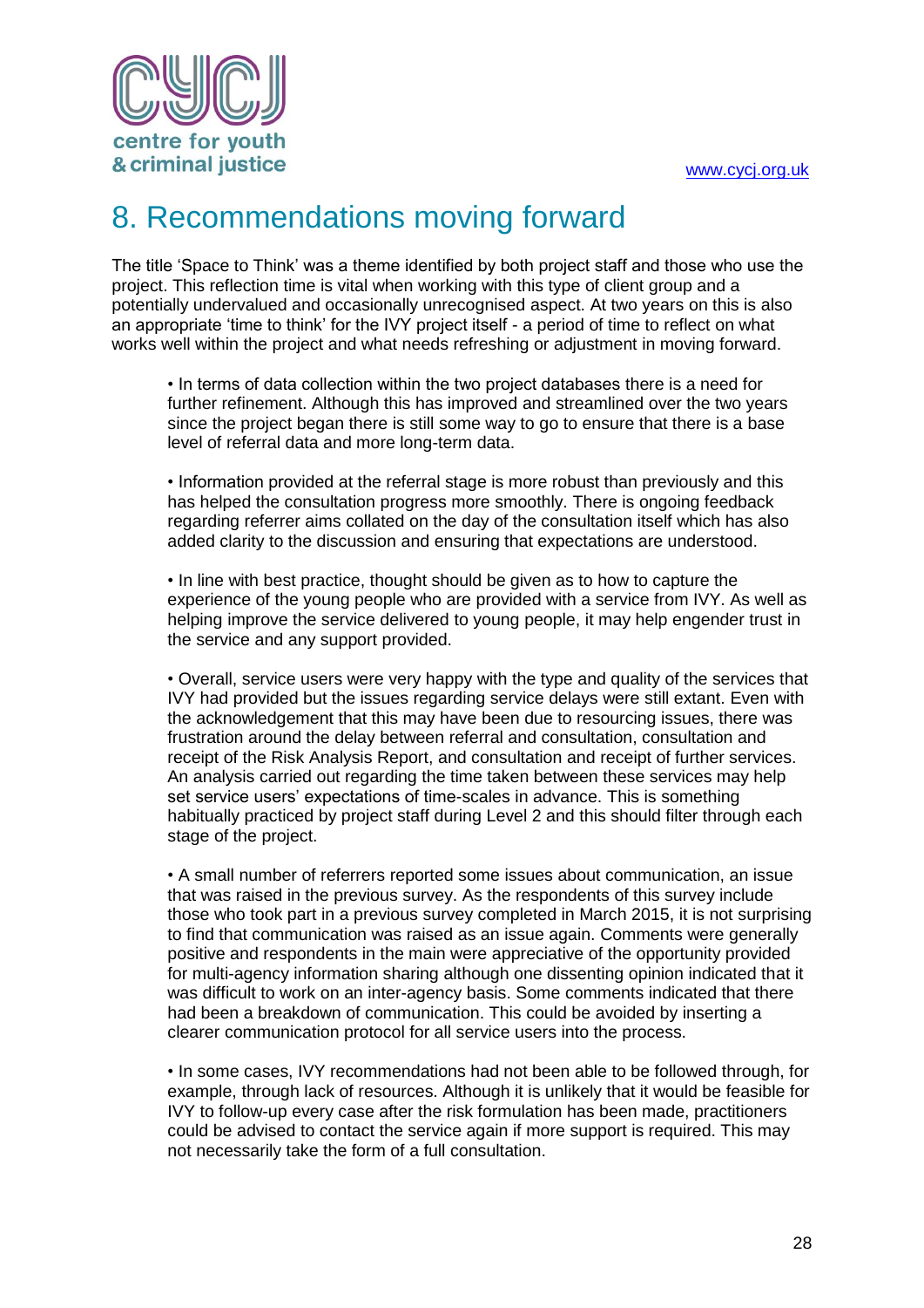# 8. Recommendations moving forward

The title 'Space to Think' was a theme identified by both project staff and those who use the project. This reflection time is vital when working with this type of client group and a potentially undervalued and occasionally unrecognised aspect. At two years on this is also an appropriate 'time to think' for the IVY project itself - a period of time to reflect on what works well within the project and what needs refreshing or adjustment in moving forward.

- In terms of data collection within the two project databases there is a need for further refinement. Although this has improved and streamlined over the two years since the project began there is still some way to go to ensure that there is a base level of referral data and more long-term data.

- Information provided at the referral stage is more robust than previously and this has helped the consultation progress more smoothly. There is ongoing feedback regarding referrer aims collated on the day of the consultation itself which has also added clarity to the discussion and ensuring that expectations are understood.

- In line with best practice, thought should be given as to how to capture the experience of the young people who are provided with a service from IVY. As well as helping improve the service delivered to young people, it may help engender trust in the service and any support provided.

- Overall, service users were very happy with the type and quality of the services that IVY had provided but the issues regarding service delays were still extant. Even with the acknowledgement that this may have been due to resourcing issues, there was frustration around the delay between referral and consultation, consultation and receipt of the Risk Analysis Report, and consultation and receipt of further services. An analysis carried out regarding the time taken between these services may help set service users' expectations of time-scales in advance. This is something habitually practiced by project staff during Level 2 and this should filter through each stage of the project.

- A small number of referrers reported some issues about communication, an issue that was raised in the previous survey. As the respondents of this survey include those who took part in a previous survey completed in March 2015, it is not surprising to find that communication was raised as an issue again. Comments were generally positive and respondents in the main were appreciative of the opportunity provided for multi-agency information sharing although one dissenting opinion indicated that it was difficult to work on an inter-agency basis. Some comments indicated that there had been a breakdown of communication. This could be avoided by inserting a clearer communication protocol for all service users into the process.

- In some cases, IVY recommendations had not been able to be followed through, for example, through lack of resources. Although it is unlikely that it would be feasible for IVY to follow-up every case after the risk formulation has been made, practitioners could be advised to contact the service again if more support is required. This may not necessarily take the form of a full consultation.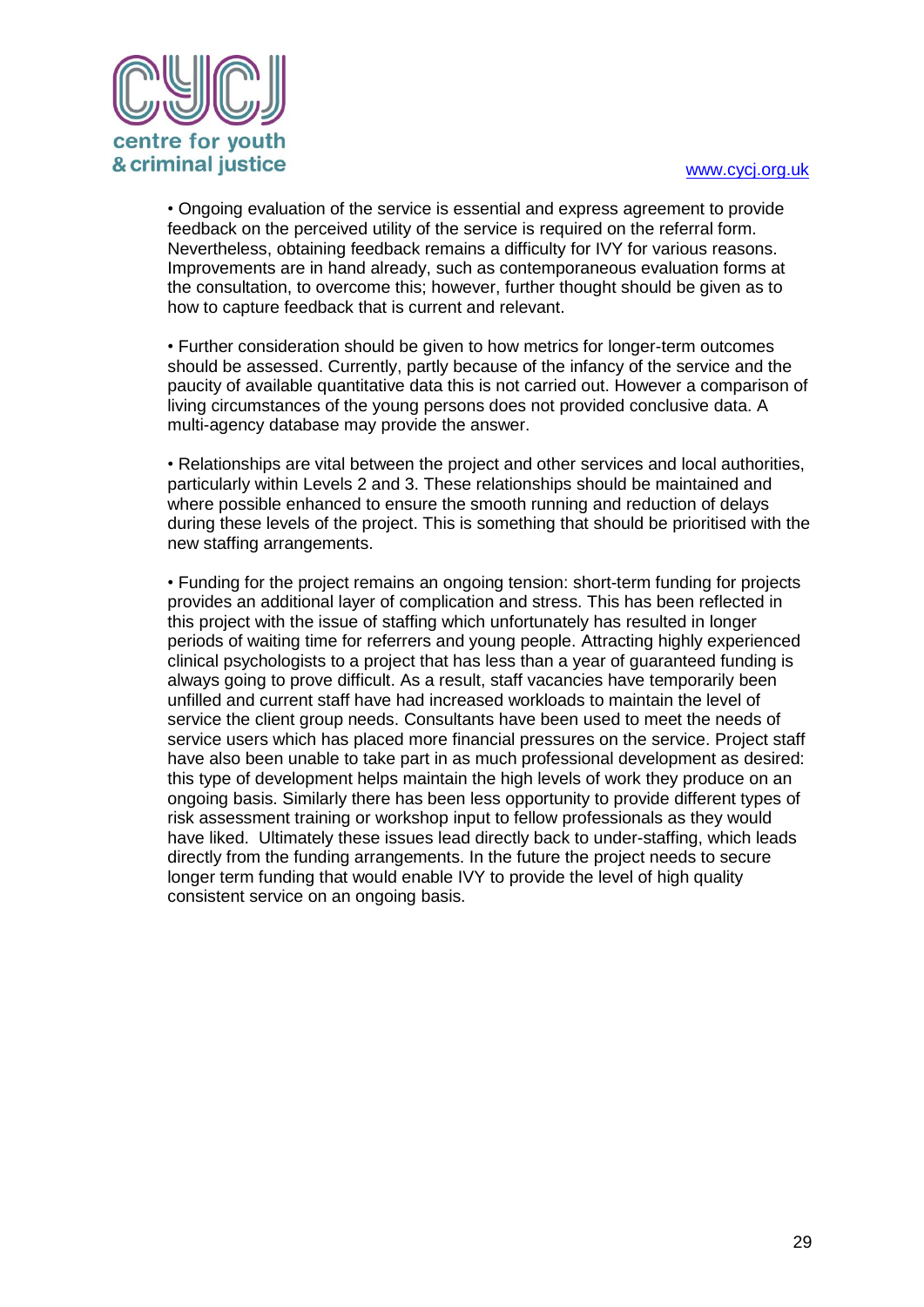- Ongoing evaluation of the service is essential and express agreement to provide feedback on the perceived utility of the service is required on the referral form. Nevertheless, obtaining feedback remains a difficulty for IVY for various reasons. Improvements are in hand already, such as contemporaneous evaluation forms at the consultation, to overcome this; however, further thought should be given as to how to capture feedback that is current and relevant.

- Further consideration should be given to how metrics for longer-term outcomes should be assessed. Currently, partly because of the infancy of the service and the paucity of available quantitative data this is not carried out. However a comparison of living circumstances of the young persons does not provided conclusive data. A multi-agency database may provide the answer.

- Relationships are vital between the project and other services and local authorities, particularly within Levels 2 and 3. These relationships should be maintained and where possible enhanced to ensure the smooth running and reduction of delays during these levels of the project. This is something that should be prioritised with the new staffing arrangements.

- Funding for the project remains an ongoing tension: short-term funding for projects provides an additional layer of complication and stress. This has been reflected in this project with the issue of staffing which unfortunately has resulted in longer periods of waiting time for referrers and young people. Attracting highly experienced clinical psychologists to a project that has less than a year of guaranteed funding is always going to prove difficult. As a result, staff vacancies have temporarily been unfilled and current staff have had increased workloads to maintain the level of service the client group needs. Consultants have been used to meet the needs of service users which has placed more financial pressures on the service. Project staff have also been unable to take part in as much professional development as desired: this type of development helps maintain the high levels of work they produce on an ongoing basis. Similarly there has been less opportunity to provide different types of risk assessment training or workshop input to fellow professionals as they would have liked. Ultimately these issues lead directly back to under-staffing, which leads directly from the funding arrangements. In the future the project needs to secure longer term funding that would enable IVY to provide the level of high quality consistent service on an ongoing basis.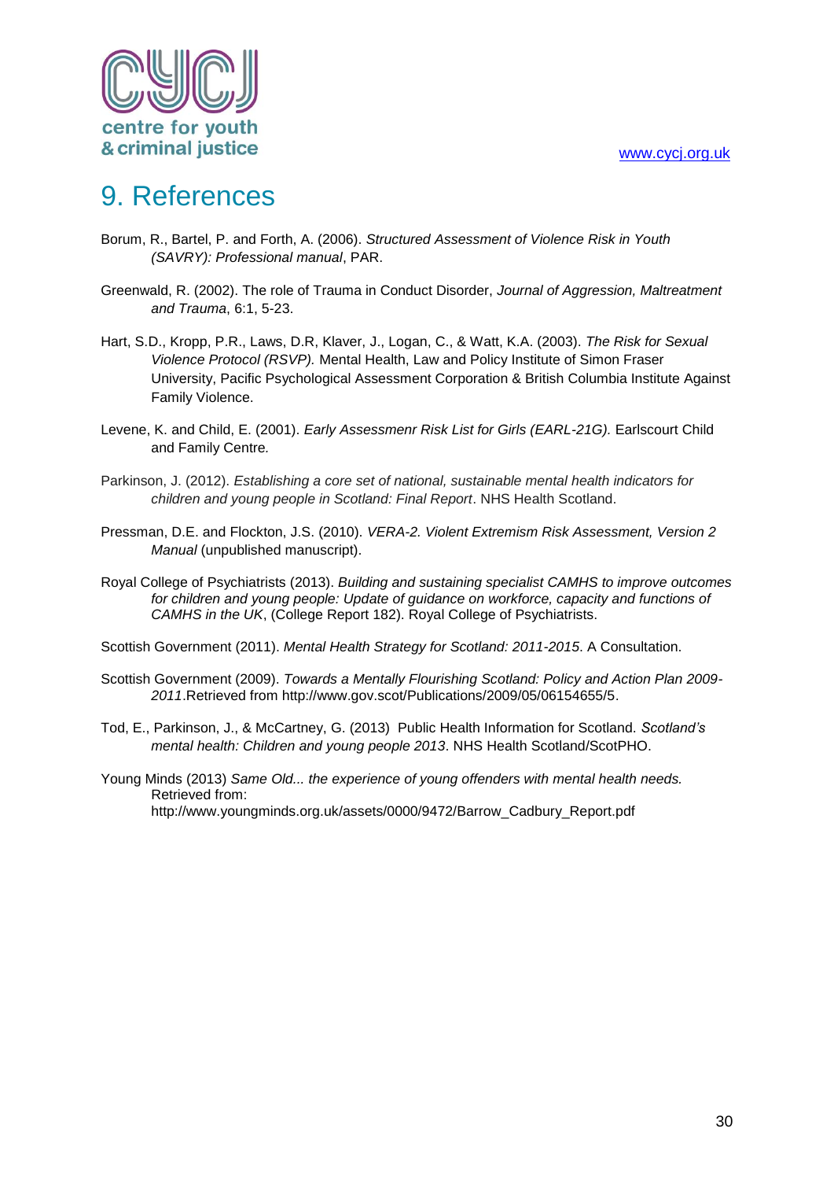# 9. References

Borum, R., Bartel, P. and Forth, A. (2006). *Structured Assessment of Violence Risk in Youth (SAVRY): Professional manual*, PAR.

Greenwald, R. (2002). The role of Trauma in Conduct Disorder, *Journal of Aggression, Maltreatment and Trauma*, 6:1, 5-23.

Hart, S.D., Kropp, P.R., Laws, D.R, Klaver, J., Logan, C., & Watt, K.A. (2003). *The Risk for Sexual Violence Protocol (RSVP).* Mental Health, Law and Policy Institute of Simon Fraser University, Pacific Psychological Assessment Corporation & British Columbia Institute Against Family Violence.

Levene, K. and Child, E. (2001). *Early Assessmenr Risk List for Girls (EARL-21G).* Earlscourt Child and Family Centre.

Parkinson, J. (2012). *Establishing a core set of national, sustainable mental health indicators for children and young people in Scotland: Final Report*. NHS Health Scotland.

Pressman, D.E. and Flockton, J.S. (2010). *VERA-2. Violent Extremism Risk Assessment, Version 2 Manual* (unpublished manuscript).

Royal College of Psychiatrists (2013). *Building and sustaining specialist CAMHS to improve outcomes for children and young people: Update of guidance on workforce, capacity and functions of CAMHS in the UK*, (College Report 182). Royal College of Psychiatrists.

Scottish Government (2011). *Mental Health Strategy for Scotland: 2011-2015*. A Consultation.

Scottish Government (2009). *Towards a Mentally Flourishing Scotland: Policy and Action Plan 2009-2011*.Retrieved from http://www.gov.scot/Publications/2009/05/06154655/5.

Tod, E., Parkinson, J., & McCartney, G. (2013) Public Health Information for Scotland. *Scotland's mental health: Children and young people 2013*. NHS Health Scotland/ScotPHO.

Young Minds (2013) *Same Old... the experience of young offenders with mental health needs.* Retrieved from: http://www.youngminds.org.uk/assets/0000/9472/Barrow_Cadbury_Report.pdf